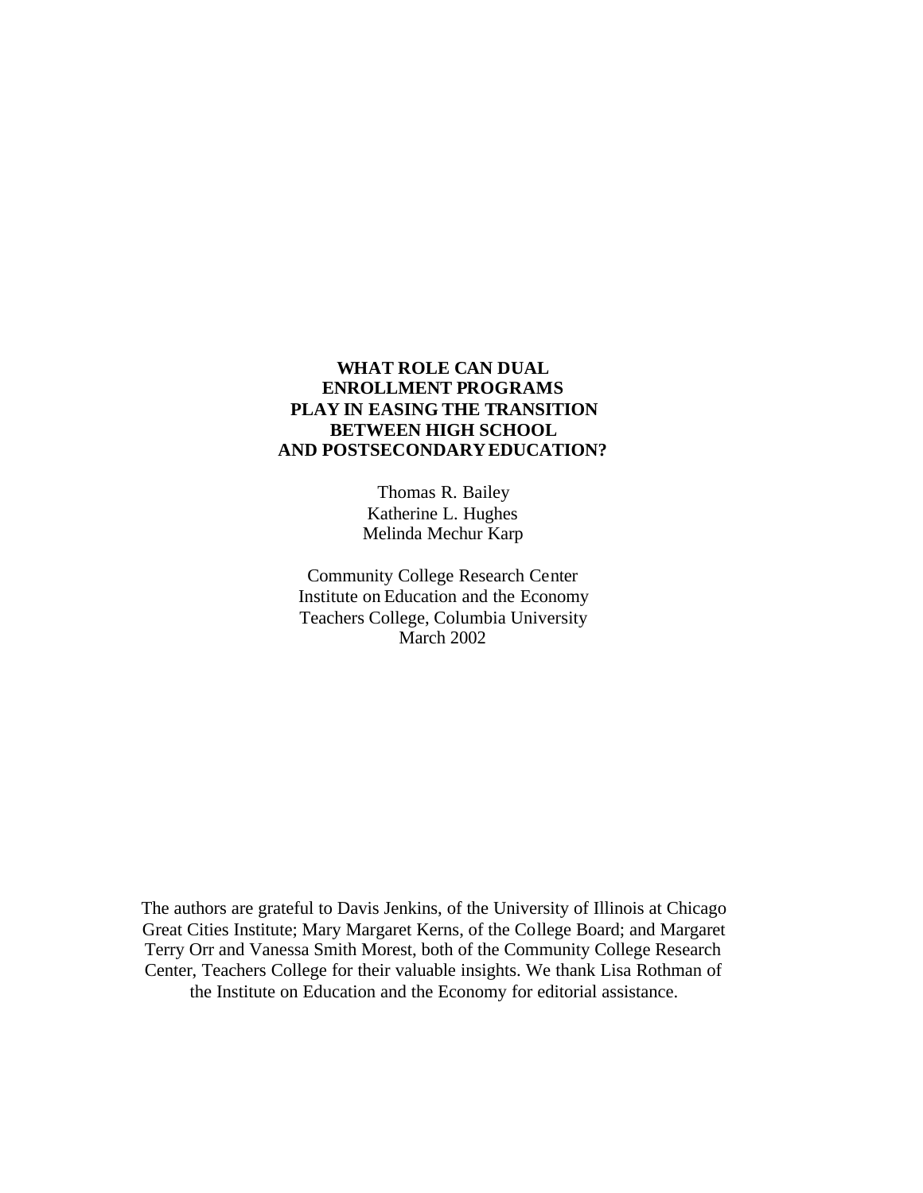# WHAT ROLE CAN DUAL ENROLLMENT PROGRAMS PLAY IN EASING THE TRANSITION BETWEEN HIGH SCHOOL AND POSTSECONDARY EDUCATION?

Thomas R. Bailey
Katherine L. Hughes
Melinda Mechur Karp

Community College Research Center
Institute on Education and the Economy
Teachers College, Columbia University
March 2002

The authors are grateful to Davis Jenkins, of the University of Illinois at Chicago Great Cities Institute; Mary Margaret Kerns, of the College Board; and Margaret Terry Orr and Vanessa Smith Morest, both of the Community College Research Center, Teachers College for their valuable insights. We thank Lisa Rothman of the Institute on Education and the Economy for editorial assistance.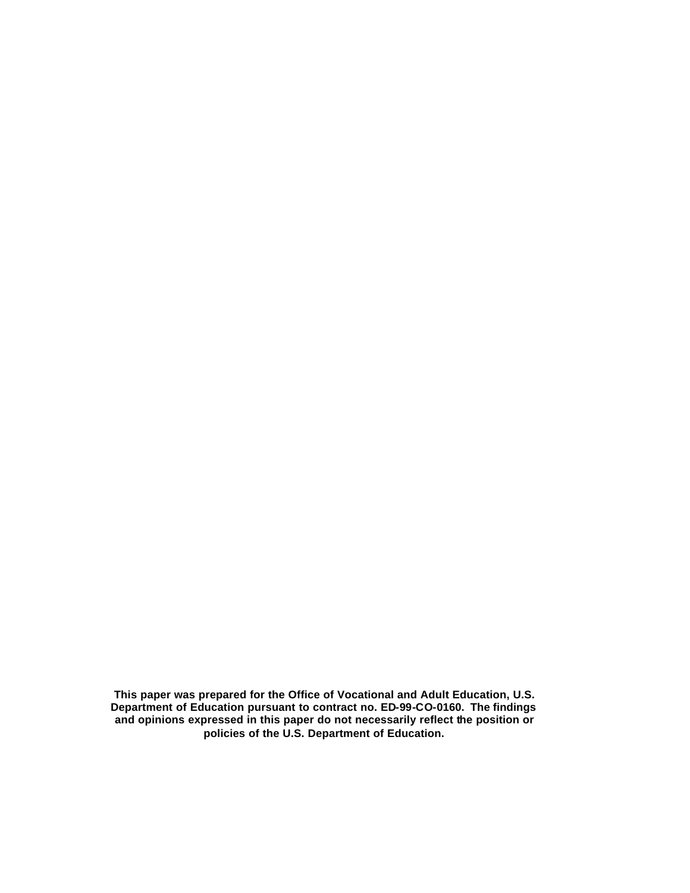**This paper was prepared for the Office of Vocational and Adult Education, U.S. Department of Education pursuant to contract no. ED-99-CO-0160. The findings and opinions expressed in this paper do not necessarily reflect the position or policies of the U.S. Department of Education.**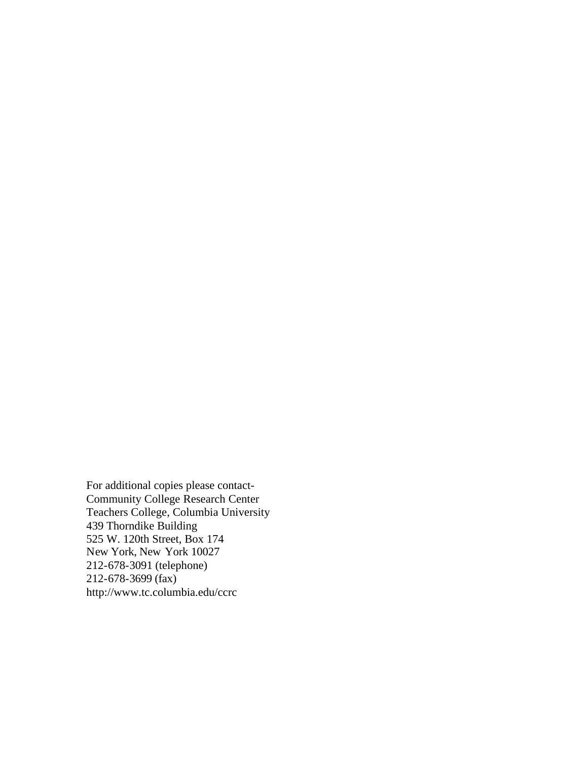For additional copies please contact-
Community College Research Center
Teachers College, Columbia University
439 Thorndike Building
525 W. 120th Street, Box 174
New York, New York 10027
212-678-3091 (telephone)
212-678-3699 (fax)
http://www.tc.columbia.edu/ccrc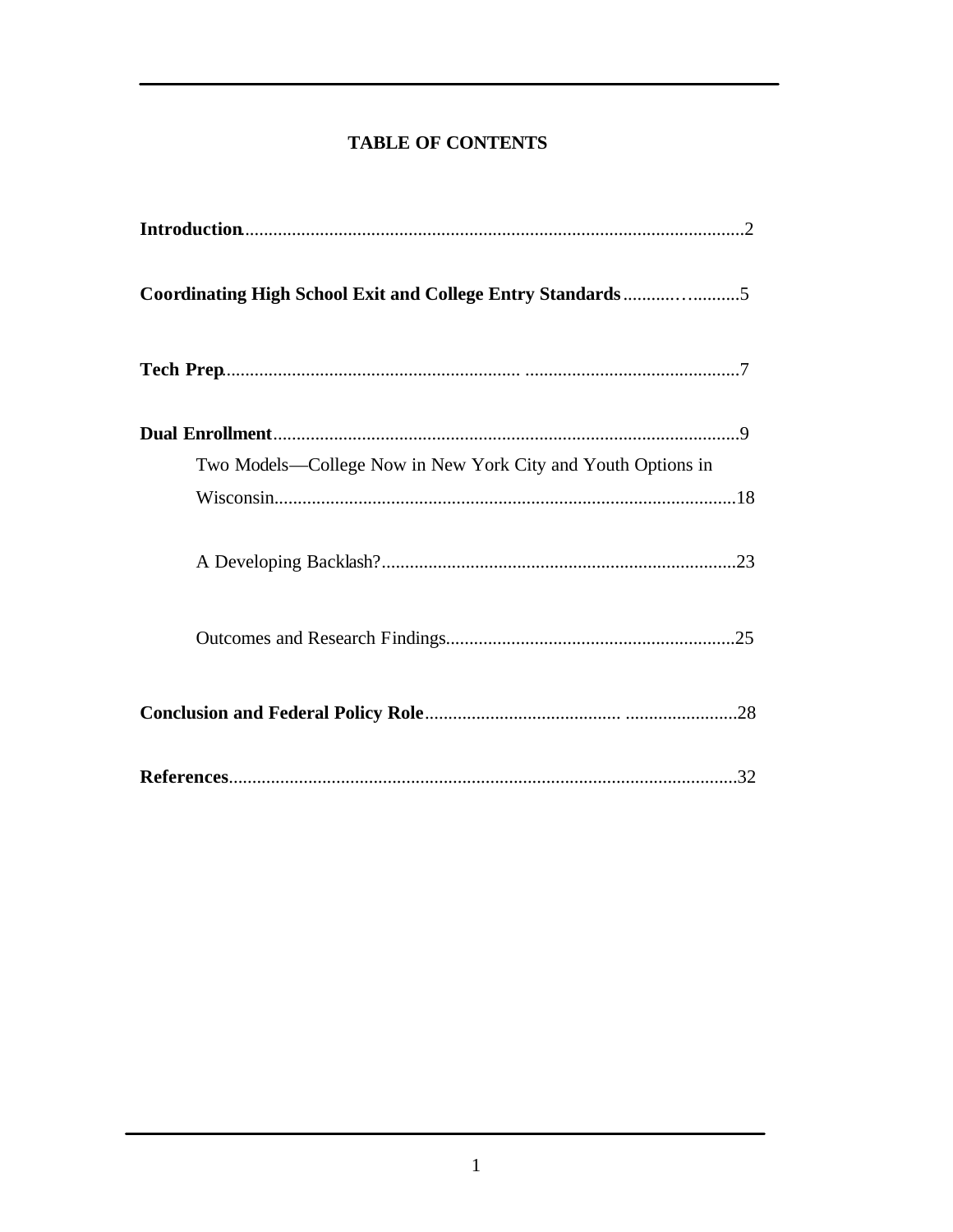## TABLE OF CONTENTS

**Introduction**..........................................................................................................2

**Coordinating High School Exit and College Entry Standards**.........................5

**Tech Prep**..............................................................................................................7

**Dual Enrollment**....................................................................................................9

- Two Models—College Now in New York City and Youth Options in Wisconsin...................................................................................................18
- A Developing Backlash?............................................................................23
- Outcomes and Research Findings.............................................................25

**Conclusion and Federal Policy Role**...................................................................28

**References**............................................................................................................32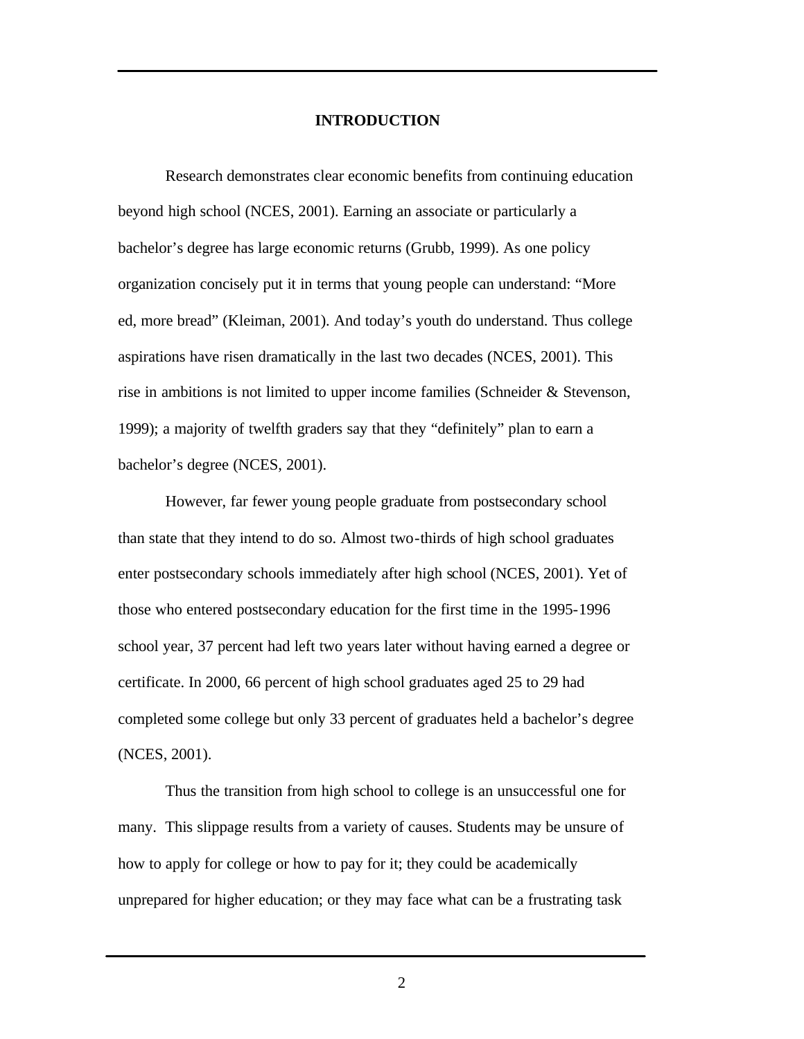## INTRODUCTION

Research demonstrates clear economic benefits from continuing education beyond high school (NCES, 2001). Earning an associate or particularly a bachelor's degree has large economic returns (Grubb, 1999). As one policy organization concisely put it in terms that young people can understand: "More ed, more bread" (Kleiman, 2001). And today's youth do understand. Thus college aspirations have risen dramatically in the last two decades (NCES, 2001). This rise in ambitions is not limited to upper income families (Schneider & Stevenson, 1999); a majority of twelfth graders say that they "definitely" plan to earn a bachelor's degree (NCES, 2001).

However, far fewer young people graduate from postsecondary school than state that they intend to do so. Almost two-thirds of high school graduates enter postsecondary schools immediately after high school (NCES, 2001). Yet of those who entered postsecondary education for the first time in the 1995-1996 school year, 37 percent had left two years later without having earned a degree or certificate. In 2000, 66 percent of high school graduates aged 25 to 29 had completed some college but only 33 percent of graduates held a bachelor's degree (NCES, 2001).

Thus the transition from high school to college is an unsuccessful one for many. This slippage results from a variety of causes. Students may be unsure of how to apply for college or how to pay for it; they could be academically unprepared for higher education; or they may face what can be a frustrating task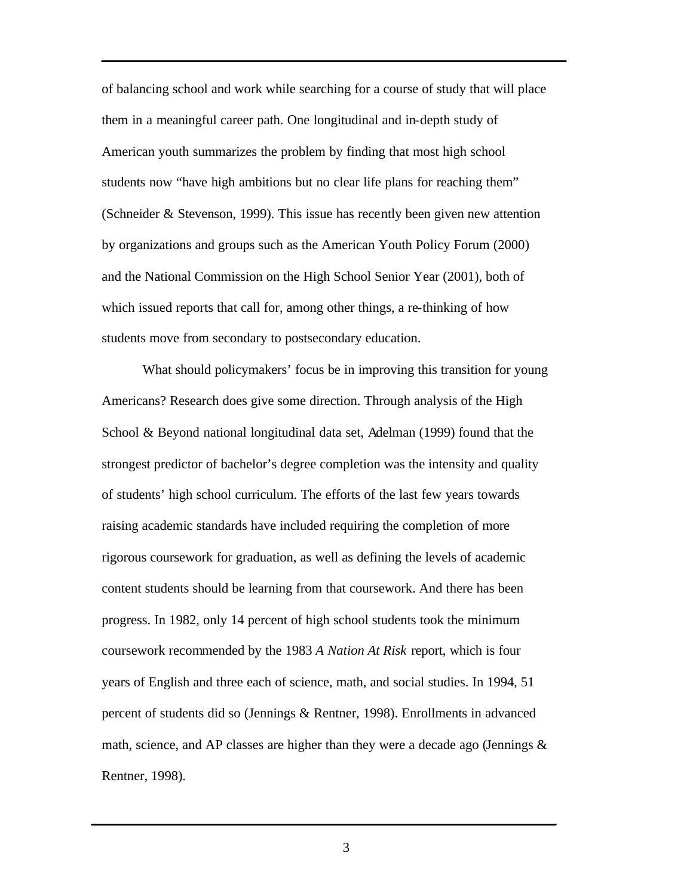of balancing school and work while searching for a course of study that will place them in a meaningful career path. One longitudinal and in-depth study of American youth summarizes the problem by finding that most high school students now "have high ambitions but no clear life plans for reaching them" (Schneider & Stevenson, 1999). This issue has recently been given new attention by organizations and groups such as the American Youth Policy Forum (2000) and the National Commission on the High School Senior Year (2001), both of which issued reports that call for, among other things, a re-thinking of how students move from secondary to postsecondary education.

What should policymakers' focus be in improving this transition for young Americans? Research does give some direction. Through analysis of the High School & Beyond national longitudinal data set, Adelman (1999) found that the strongest predictor of bachelor's degree completion was the intensity and quality of students' high school curriculum. The efforts of the last few years towards raising academic standards have included requiring the completion of more rigorous coursework for graduation, as well as defining the levels of academic content students should be learning from that coursework. And there has been progress. In 1982, only 14 percent of high school students took the minimum coursework recommended by the 1983 *A Nation At Risk* report, which is four years of English and three each of science, math, and social studies. In 1994, 51 percent of students did so (Jennings & Rentner, 1998). Enrollments in advanced math, science, and AP classes are higher than they were a decade ago (Jennings & Rentner, 1998).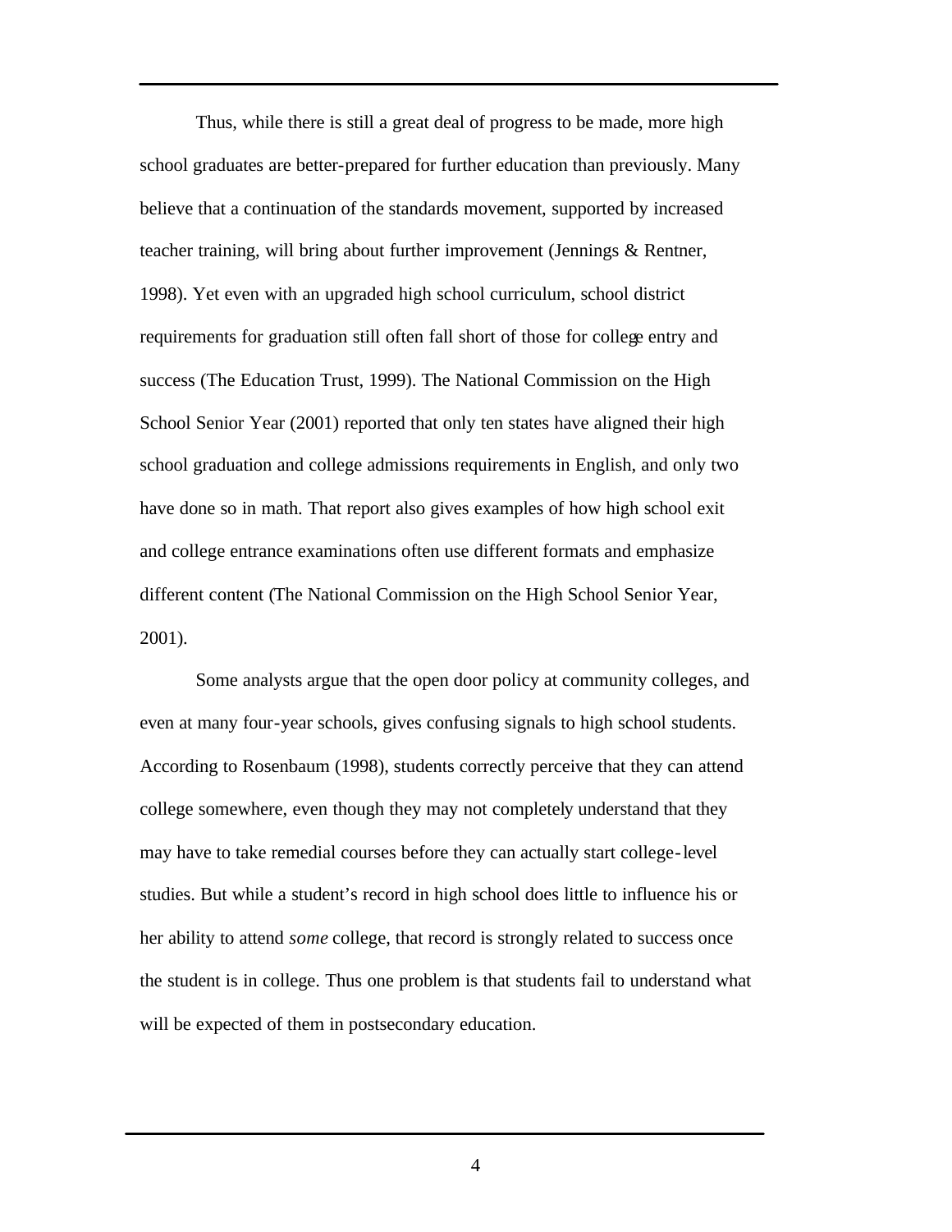Thus, while there is still a great deal of progress to be made, more high school graduates are better-prepared for further education than previously. Many believe that a continuation of the standards movement, supported by increased teacher training, will bring about further improvement (Jennings & Rentner, 1998). Yet even with an upgraded high school curriculum, school district requirements for graduation still often fall short of those for college entry and success (The Education Trust, 1999). The National Commission on the High School Senior Year (2001) reported that only ten states have aligned their high school graduation and college admissions requirements in English, and only two have done so in math. That report also gives examples of how high school exit and college entrance examinations often use different formats and emphasize different content (The National Commission on the High School Senior Year, 2001).

Some analysts argue that the open door policy at community colleges, and even at many four-year schools, gives confusing signals to high school students. According to Rosenbaum (1998), students correctly perceive that they can attend college somewhere, even though they may not completely understand that they may have to take remedial courses before they can actually start college-level studies. But while a student's record in high school does little to influence his or her ability to attend *some* college, that record is strongly related to success once the student is in college. Thus one problem is that students fail to understand what will be expected of them in postsecondary education.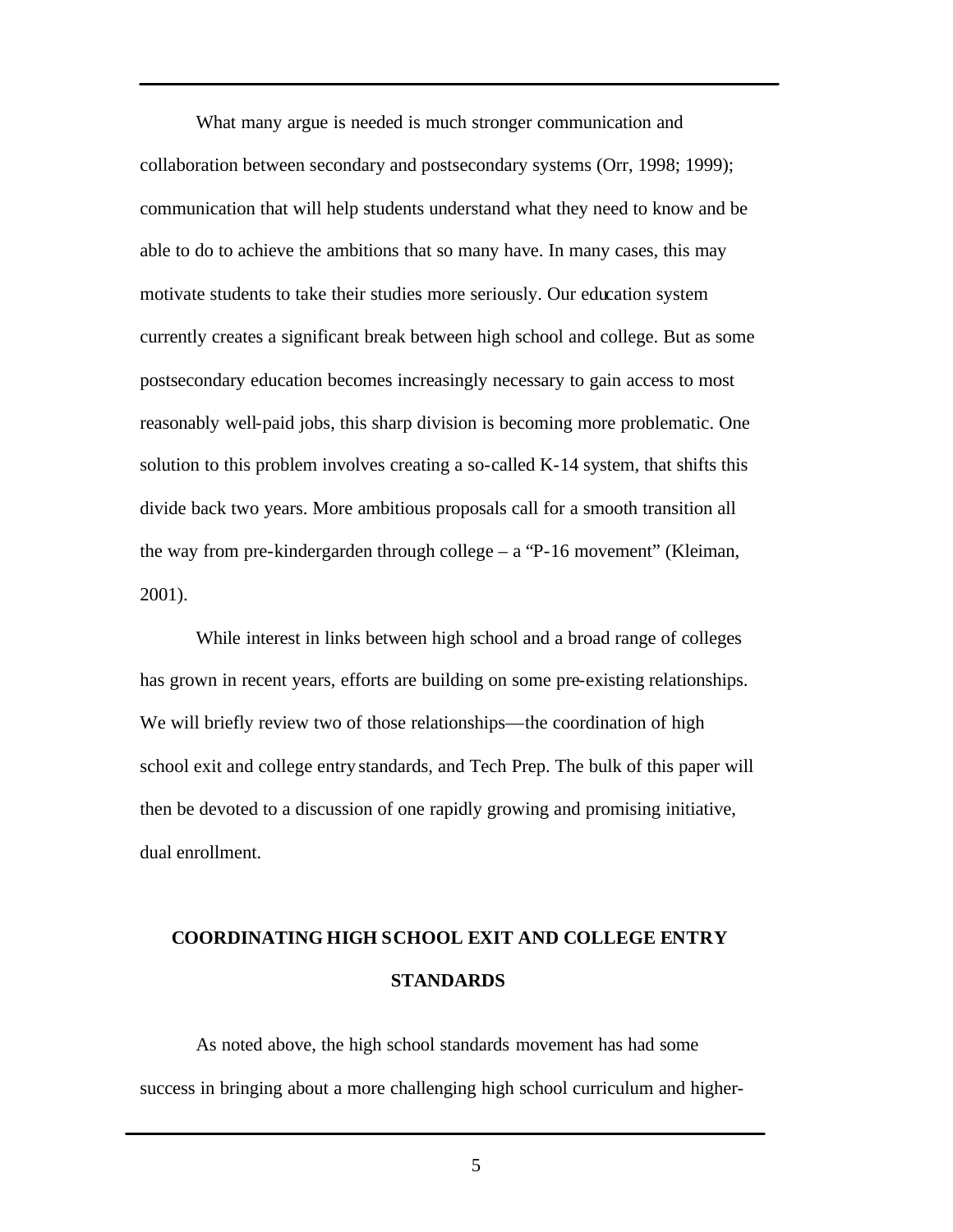What many argue is needed is much stronger communication and collaboration between secondary and postsecondary systems (Orr, 1998; 1999); communication that will help students understand what they need to know and be able to do to achieve the ambitions that so many have. In many cases, this may motivate students to take their studies more seriously. Our education system currently creates a significant break between high school and college. But as some postsecondary education becomes increasingly necessary to gain access to most reasonably well-paid jobs, this sharp division is becoming more problematic. One solution to this problem involves creating a so-called K-14 system, that shifts this divide back two years. More ambitious proposals call for a smooth transition all the way from pre-kindergarden through college – a "P-16 movement" (Kleiman, 2001).

While interest in links between high school and a broad range of colleges has grown in recent years, efforts are building on some pre-existing relationships. We will briefly review two of those relationships—the coordination of high school exit and college entry standards, and Tech Prep. The bulk of this paper will then be devoted to a discussion of one rapidly growing and promising initiative, dual enrollment.

## COORDINATING HIGH SCHOOL EXIT AND COLLEGE ENTRY STANDARDS

As noted above, the high school standards movement has had some success in bringing about a more challenging high school curriculum and higher-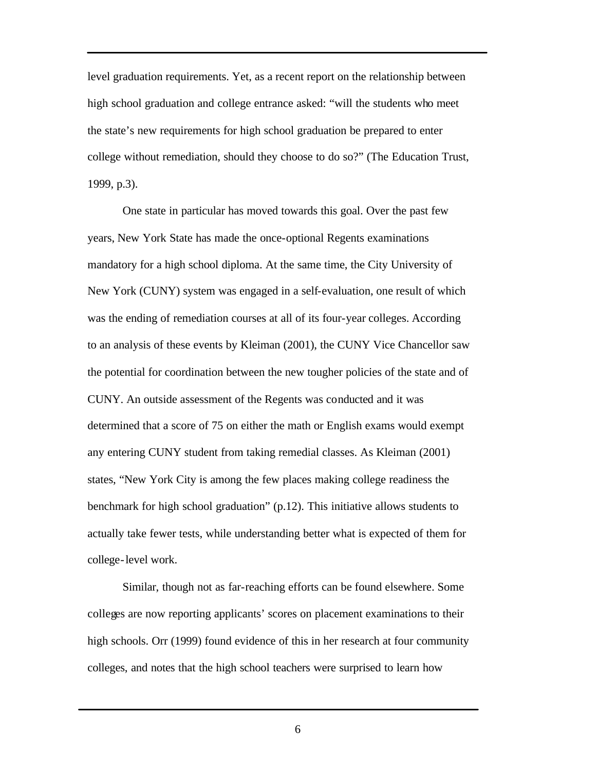level graduation requirements. Yet, as a recent report on the relationship between high school graduation and college entrance asked: "will the students who meet the state's new requirements for high school graduation be prepared to enter college without remediation, should they choose to do so?" (The Education Trust, 1999, p.3).

One state in particular has moved towards this goal. Over the past few years, New York State has made the once-optional Regents examinations mandatory for a high school diploma. At the same time, the City University of New York (CUNY) system was engaged in a self-evaluation, one result of which was the ending of remediation courses at all of its four-year colleges. According to an analysis of these events by Kleiman (2001), the CUNY Vice Chancellor saw the potential for coordination between the new tougher policies of the state and of CUNY. An outside assessment of the Regents was conducted and it was determined that a score of 75 on either the math or English exams would exempt any entering CUNY student from taking remedial classes. As Kleiman (2001) states, "New York City is among the few places making college readiness the benchmark for high school graduation" (p.12). This initiative allows students to actually take fewer tests, while understanding better what is expected of them for college-level work.

Similar, though not as far-reaching efforts can be found elsewhere. Some colleges are now reporting applicants' scores on placement examinations to their high schools. Orr (1999) found evidence of this in her research at four community colleges, and notes that the high school teachers were surprised to learn how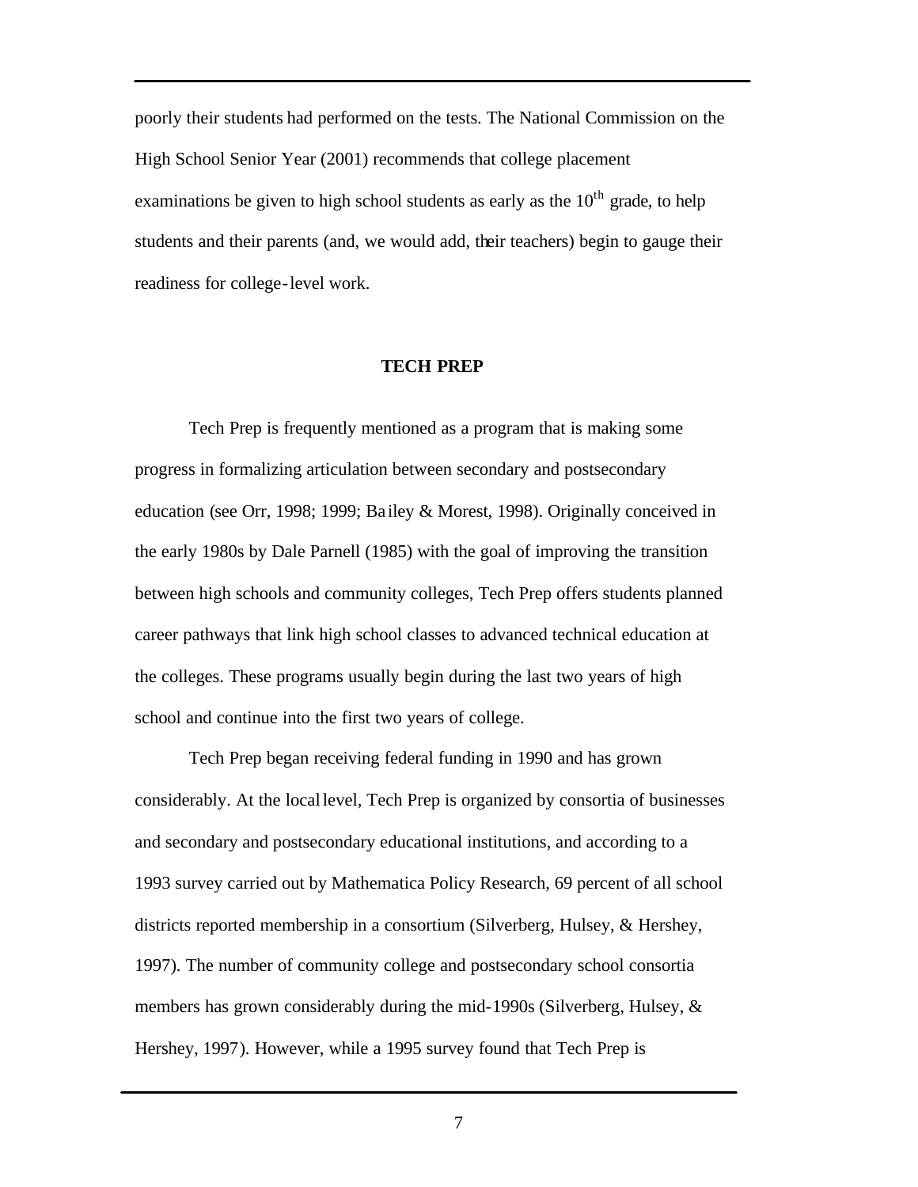poorly their students had performed on the tests. The National Commission on the High School Senior Year (2001) recommends that college placement examinations be given to high school students as early as the $10^{th}$ grade, to help students and their parents (and, we would add, their teachers) begin to gauge their readiness for college-level work.

## TECH PREP

Tech Prep is frequently mentioned as a program that is making some progress in formalizing articulation between secondary and postsecondary education (see Orr, 1998; 1999; Bailey & Morest, 1998). Originally conceived in the early 1980s by Dale Parnell (1985) with the goal of improving the transition between high schools and community colleges, Tech Prep offers students planned career pathways that link high school classes to advanced technical education at the colleges. These programs usually begin during the last two years of high school and continue into the first two years of college.

Tech Prep began receiving federal funding in 1990 and has grown considerably. At the local level, Tech Prep is organized by consortia of businesses and secondary and postsecondary educational institutions, and according to a 1993 survey carried out by Mathematica Policy Research, 69 percent of all school districts reported membership in a consortium (Silverberg, Hulsey, & Hershey, 1997). The number of community college and postsecondary school consortia members has grown considerably during the mid-1990s (Silverberg, Hulsey, & Hershey, 1997). However, while a 1995 survey found that Tech Prep is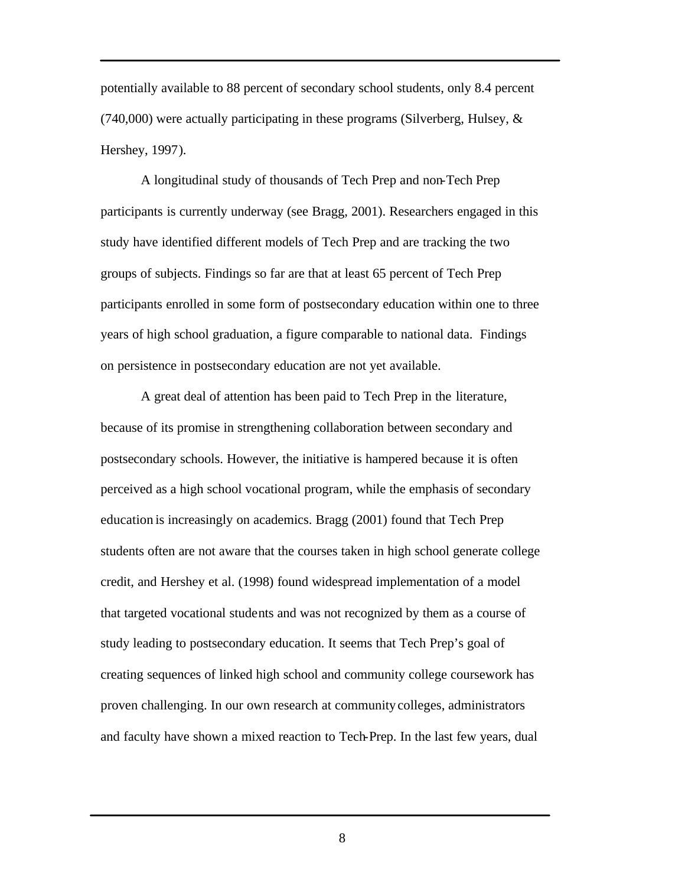potentially available to 88 percent of secondary school students, only 8.4 percent (740,000) were actually participating in these programs (Silverberg, Hulsey, & Hershey, 1997).

A longitudinal study of thousands of Tech Prep and non-Tech Prep participants is currently underway (see Bragg, 2001). Researchers engaged in this study have identified different models of Tech Prep and are tracking the two groups of subjects. Findings so far are that at least 65 percent of Tech Prep participants enrolled in some form of postsecondary education within one to three years of high school graduation, a figure comparable to national data. Findings on persistence in postsecondary education are not yet available.

A great deal of attention has been paid to Tech Prep in the literature, because of its promise in strengthening collaboration between secondary and postsecondary schools. However, the initiative is hampered because it is often perceived as a high school vocational program, while the emphasis of secondary education is increasingly on academics. Bragg (2001) found that Tech Prep students often are not aware that the courses taken in high school generate college credit, and Hershey et al. (1998) found widespread implementation of a model that targeted vocational students and was not recognized by them as a course of study leading to postsecondary education. It seems that Tech Prep's goal of creating sequences of linked high school and community college coursework has proven challenging. In our own research at community colleges, administrators and faculty have shown a mixed reaction to Tech-Prep. In the last few years, dual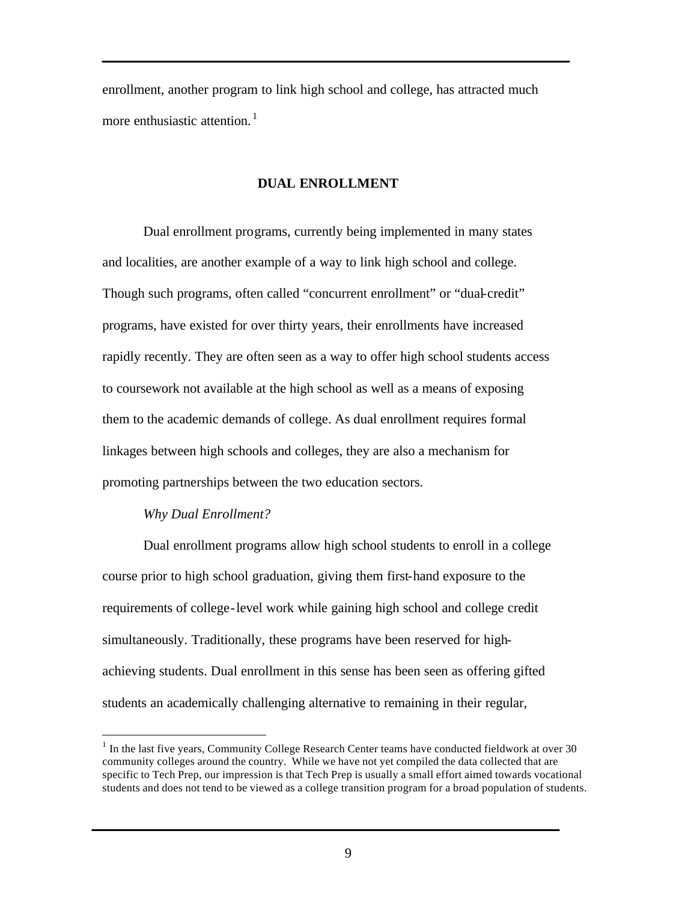enrollment, another program to link high school and college, has attracted much more enthusiastic attention.[1]

## DUAL ENROLLMENT

Dual enrollment programs, currently being implemented in many states and localities, are another example of a way to link high school and college. Though such programs, often called "concurrent enrollment" or "dual-credit" programs, have existed for over thirty years, their enrollments have increased rapidly recently. They are often seen as a way to offer high school students access to coursework not available at the high school as well as a means of exposing them to the academic demands of college. As dual enrollment requires formal linkages between high schools and colleges, they are also a mechanism for promoting partnerships between the two education sectors.

*Why Dual Enrollment?*

Dual enrollment programs allow high school students to enroll in a college course prior to high school graduation, giving them first-hand exposure to the requirements of college-level work while gaining high school and college credit simultaneously. Traditionally, these programs have been reserved for high-achieving students. Dual enrollment in this sense has been seen as offering gifted students an academically challenging alternative to remaining in their regular,

---

[1] In the last five years, Community College Research Center teams have conducted fieldwork at over 30 community colleges around the country. While we have not yet compiled the data collected that are specific to Tech Prep, our impression is that Tech Prep is usually a small effort aimed towards vocational students and does not tend to be viewed as a college transition program for a broad population of students.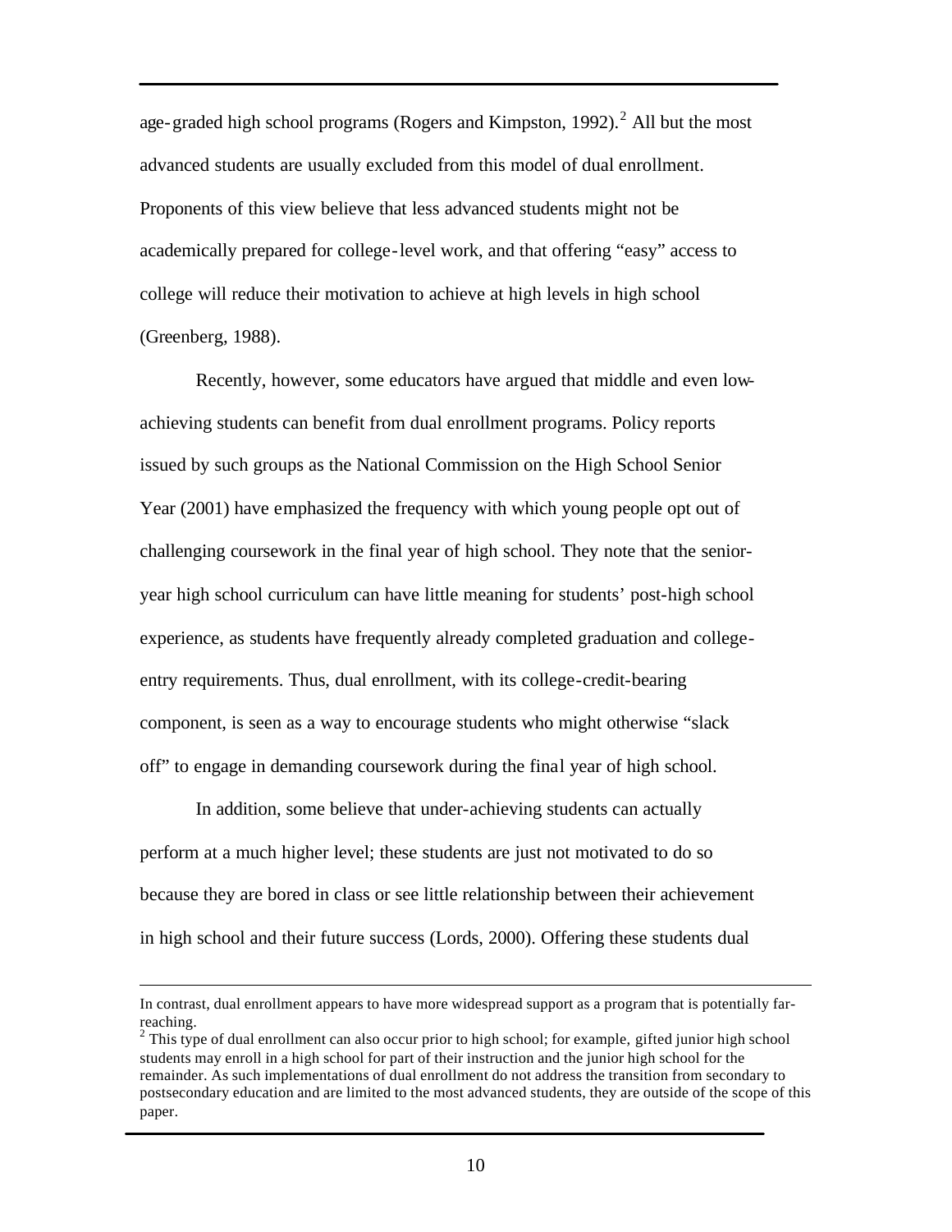age-graded high school programs (Rogers and Kimpston, 1992).[2] All but the most advanced students are usually excluded from this model of dual enrollment. Proponents of this view believe that less advanced students might not be academically prepared for college-level work, and that offering "easy" access to college will reduce their motivation to achieve at high levels in high school (Greenberg, 1988).

Recently, however, some educators have argued that middle and even low-achieving students can benefit from dual enrollment programs. Policy reports issued by such groups as the National Commission on the High School Senior Year (2001) have emphasized the frequency with which young people opt out of challenging coursework in the final year of high school. They note that the senior-year high school curriculum can have little meaning for students' post-high school experience, as students have frequently already completed graduation and college-entry requirements. Thus, dual enrollment, with its college-credit-bearing component, is seen as a way to encourage students who might otherwise "slack off" to engage in demanding coursework during the final year of high school.

In addition, some believe that under-achieving students can actually perform at a much higher level; these students are just not motivated to do so because they are bored in class or see little relationship between their achievement in high school and their future success (Lords, 2000). Offering these students dual

---

In contrast, dual enrollment appears to have more widespread support as a program that is potentially far-reaching.

[2] This type of dual enrollment can also occur prior to high school; for example, gifted junior high school students may enroll in a high school for part of their instruction and the junior high school for the remainder. As such implementations of dual enrollment do not address the transition from secondary to postsecondary education and are limited to the most advanced students, they are outside of the scope of this paper.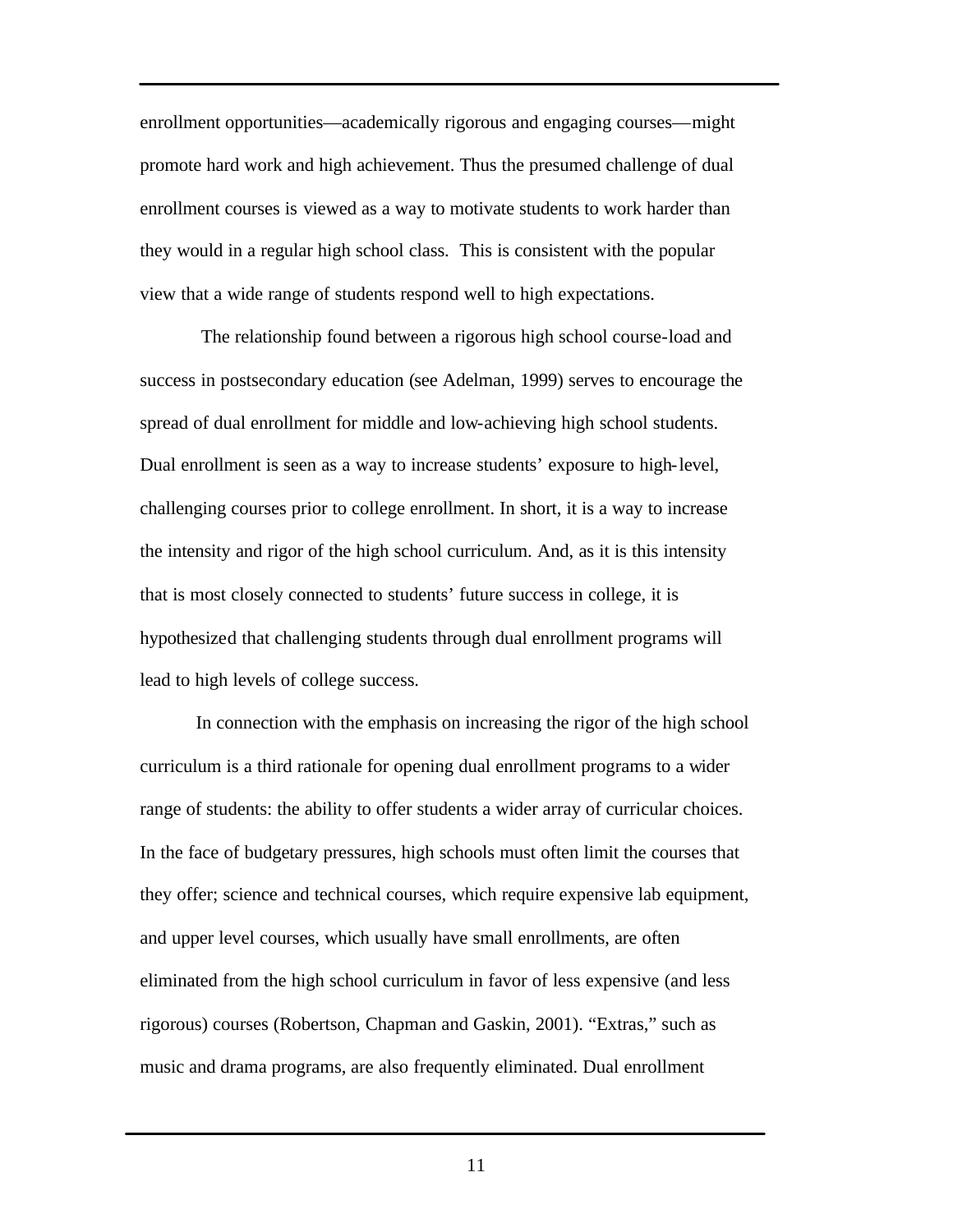enrollment opportunities—academically rigorous and engaging courses—might promote hard work and high achievement. Thus the presumed challenge of dual enrollment courses is viewed as a way to motivate students to work harder than they would in a regular high school class. This is consistent with the popular view that a wide range of students respond well to high expectations.

The relationship found between a rigorous high school course-load and success in postsecondary education (see Adelman, 1999) serves to encourage the spread of dual enrollment for middle and low-achieving high school students. Dual enrollment is seen as a way to increase students' exposure to high-level, challenging courses prior to college enrollment. In short, it is a way to increase the intensity and rigor of the high school curriculum. And, as it is this intensity that is most closely connected to students' future success in college, it is hypothesized that challenging students through dual enrollment programs will lead to high levels of college success.

In connection with the emphasis on increasing the rigor of the high school curriculum is a third rationale for opening dual enrollment programs to a wider range of students: the ability to offer students a wider array of curricular choices. In the face of budgetary pressures, high schools must often limit the courses that they offer; science and technical courses, which require expensive lab equipment, and upper level courses, which usually have small enrollments, are often eliminated from the high school curriculum in favor of less expensive (and less rigorous) courses (Robertson, Chapman and Gaskin, 2001). "Extras," such as music and drama programs, are also frequently eliminated. Dual enrollment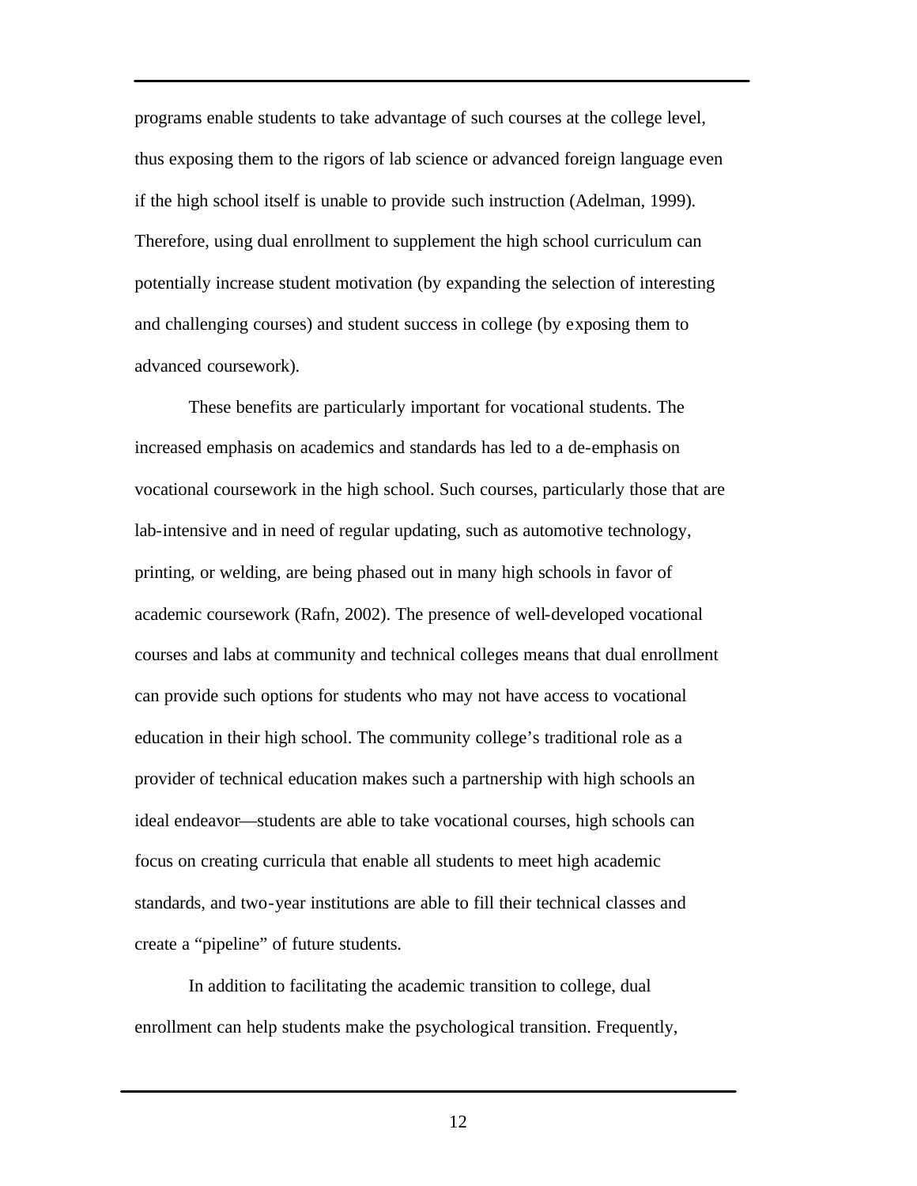programs enable students to take advantage of such courses at the college level, thus exposing them to the rigors of lab science or advanced foreign language even if the high school itself is unable to provide such instruction (Adelman, 1999). Therefore, using dual enrollment to supplement the high school curriculum can potentially increase student motivation (by expanding the selection of interesting and challenging courses) and student success in college (by exposing them to advanced coursework).

These benefits are particularly important for vocational students. The increased emphasis on academics and standards has led to a de-emphasis on vocational coursework in the high school. Such courses, particularly those that are lab-intensive and in need of regular updating, such as automotive technology, printing, or welding, are being phased out in many high schools in favor of academic coursework (Rafn, 2002). The presence of well-developed vocational courses and labs at community and technical colleges means that dual enrollment can provide such options for students who may not have access to vocational education in their high school. The community college's traditional role as a provider of technical education makes such a partnership with high schools an ideal endeavor—students are able to take vocational courses, high schools can focus on creating curricula that enable all students to meet high academic standards, and two-year institutions are able to fill their technical classes and create a "pipeline" of future students.

In addition to facilitating the academic transition to college, dual enrollment can help students make the psychological transition. Frequently,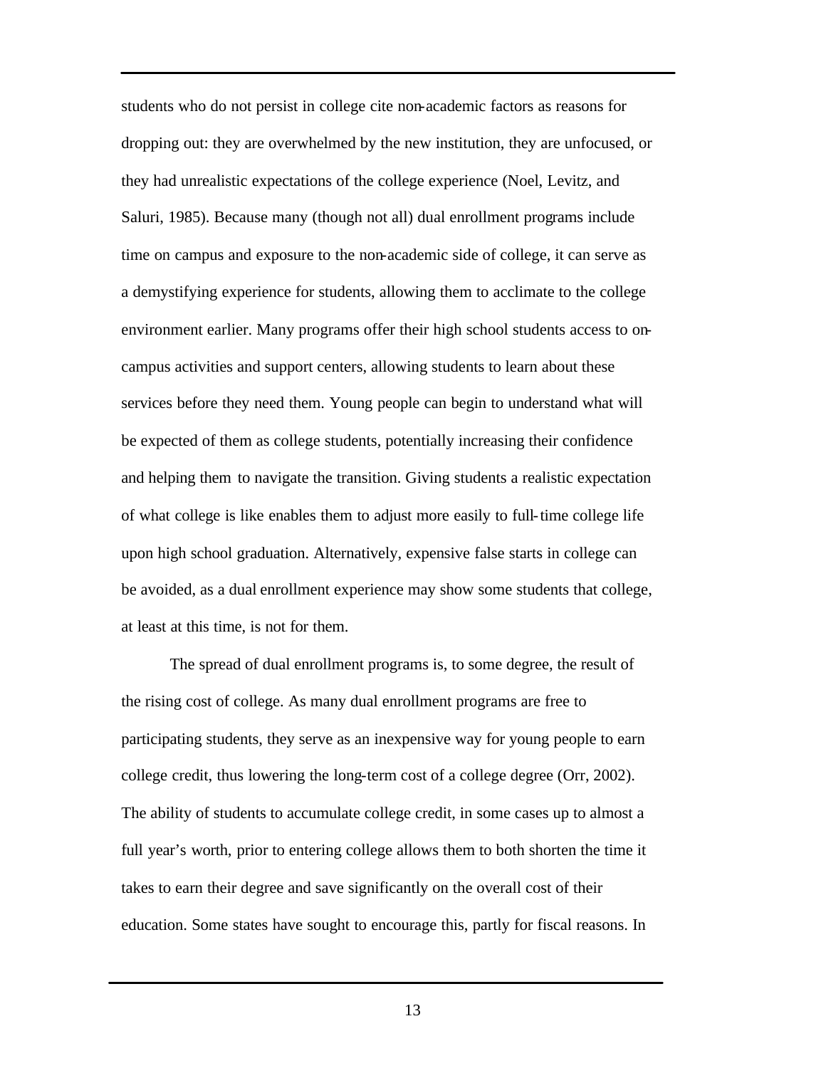students who do not persist in college cite non-academic factors as reasons for dropping out: they are overwhelmed by the new institution, they are unfocused, or they had unrealistic expectations of the college experience (Noel, Levitz, and Saluri, 1985). Because many (though not all) dual enrollment programs include time on campus and exposure to the non-academic side of college, it can serve as a demystifying experience for students, allowing them to acclimate to the college environment earlier. Many programs offer their high school students access to on-campus activities and support centers, allowing students to learn about these services before they need them. Young people can begin to understand what will be expected of them as college students, potentially increasing their confidence and helping them to navigate the transition. Giving students a realistic expectation of what college is like enables them to adjust more easily to full-time college life upon high school graduation. Alternatively, expensive false starts in college can be avoided, as a dual enrollment experience may show some students that college, at least at this time, is not for them.

The spread of dual enrollment programs is, to some degree, the result of the rising cost of college. As many dual enrollment programs are free to participating students, they serve as an inexpensive way for young people to earn college credit, thus lowering the long-term cost of a college degree (Orr, 2002). The ability of students to accumulate college credit, in some cases up to almost a full year's worth, prior to entering college allows them to both shorten the time it takes to earn their degree and save significantly on the overall cost of their education. Some states have sought to encourage this, partly for fiscal reasons. In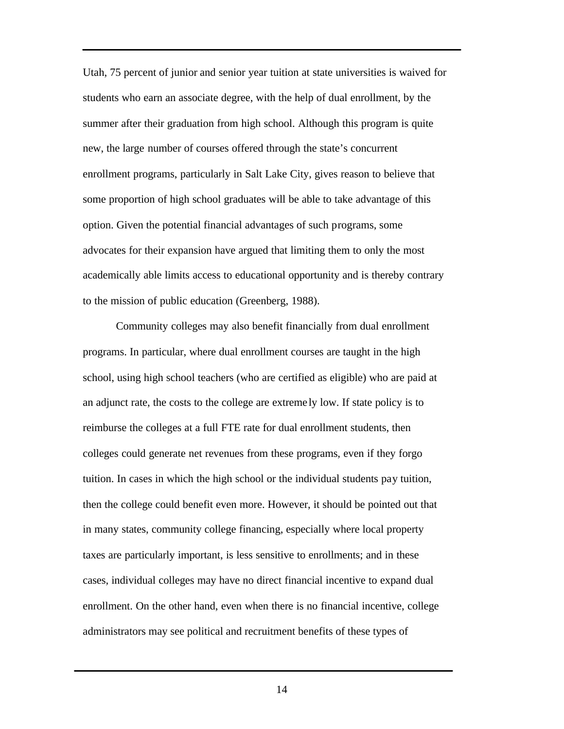Utah, 75 percent of junior and senior year tuition at state universities is waived for students who earn an associate degree, with the help of dual enrollment, by the summer after their graduation from high school. Although this program is quite new, the large number of courses offered through the state's concurrent enrollment programs, particularly in Salt Lake City, gives reason to believe that some proportion of high school graduates will be able to take advantage of this option. Given the potential financial advantages of such programs, some advocates for their expansion have argued that limiting them to only the most academically able limits access to educational opportunity and is thereby contrary to the mission of public education (Greenberg, 1988).

Community colleges may also benefit financially from dual enrollment programs. In particular, where dual enrollment courses are taught in the high school, using high school teachers (who are certified as eligible) who are paid at an adjunct rate, the costs to the college are extremely low. If state policy is to reimburse the colleges at a full FTE rate for dual enrollment students, then colleges could generate net revenues from these programs, even if they forgo tuition. In cases in which the high school or the individual students pay tuition, then the college could benefit even more. However, it should be pointed out that in many states, community college financing, especially where local property taxes are particularly important, is less sensitive to enrollments; and in these cases, individual colleges may have no direct financial incentive to expand dual enrollment. On the other hand, even when there is no financial incentive, college administrators may see political and recruitment benefits of these types of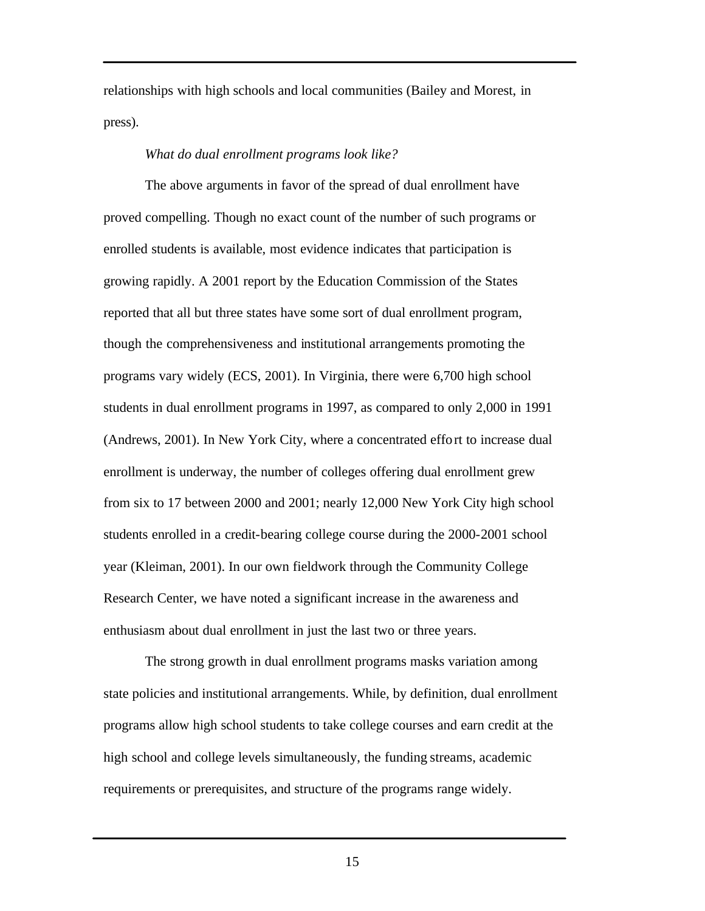relationships with high schools and local communities (Bailey and Morest, in press).

*What do dual enrollment programs look like?*

The above arguments in favor of the spread of dual enrollment have proved compelling. Though no exact count of the number of such programs or enrolled students is available, most evidence indicates that participation is growing rapidly. A 2001 report by the Education Commission of the States reported that all but three states have some sort of dual enrollment program, though the comprehensiveness and institutional arrangements promoting the programs vary widely (ECS, 2001). In Virginia, there were 6,700 high school students in dual enrollment programs in 1997, as compared to only 2,000 in 1991 (Andrews, 2001). In New York City, where a concentrated effort to increase dual enrollment is underway, the number of colleges offering dual enrollment grew from six to 17 between 2000 and 2001; nearly 12,000 New York City high school students enrolled in a credit-bearing college course during the 2000-2001 school year (Kleiman, 2001). In our own fieldwork through the Community College Research Center, we have noted a significant increase in the awareness and enthusiasm about dual enrollment in just the last two or three years.

The strong growth in dual enrollment programs masks variation among state policies and institutional arrangements. While, by definition, dual enrollment programs allow high school students to take college courses and earn credit at the high school and college levels simultaneously, the funding streams, academic requirements or prerequisites, and structure of the programs range widely.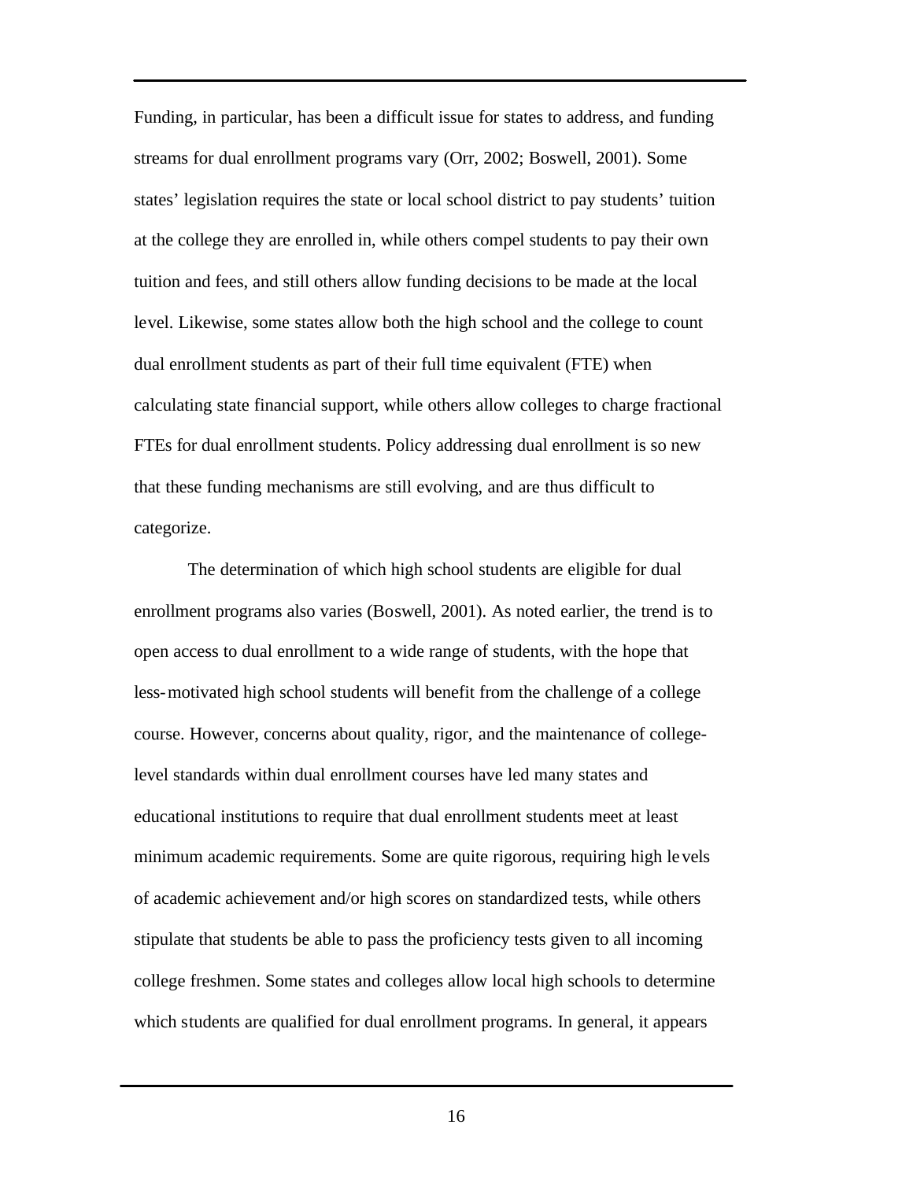Funding, in particular, has been a difficult issue for states to address, and funding streams for dual enrollment programs vary (Orr, 2002; Boswell, 2001). Some states' legislation requires the state or local school district to pay students' tuition at the college they are enrolled in, while others compel students to pay their own tuition and fees, and still others allow funding decisions to be made at the local level. Likewise, some states allow both the high school and the college to count dual enrollment students as part of their full time equivalent (FTE) when calculating state financial support, while others allow colleges to charge fractional FTEs for dual enrollment students. Policy addressing dual enrollment is so new that these funding mechanisms are still evolving, and are thus difficult to categorize.

The determination of which high school students are eligible for dual enrollment programs also varies (Boswell, 2001). As noted earlier, the trend is to open access to dual enrollment to a wide range of students, with the hope that less-motivated high school students will benefit from the challenge of a college course. However, concerns about quality, rigor, and the maintenance of college-level standards within dual enrollment courses have led many states and educational institutions to require that dual enrollment students meet at least minimum academic requirements. Some are quite rigorous, requiring high levels of academic achievement and/or high scores on standardized tests, while others stipulate that students be able to pass the proficiency tests given to all incoming college freshmen. Some states and colleges allow local high schools to determine which students are qualified for dual enrollment programs. In general, it appears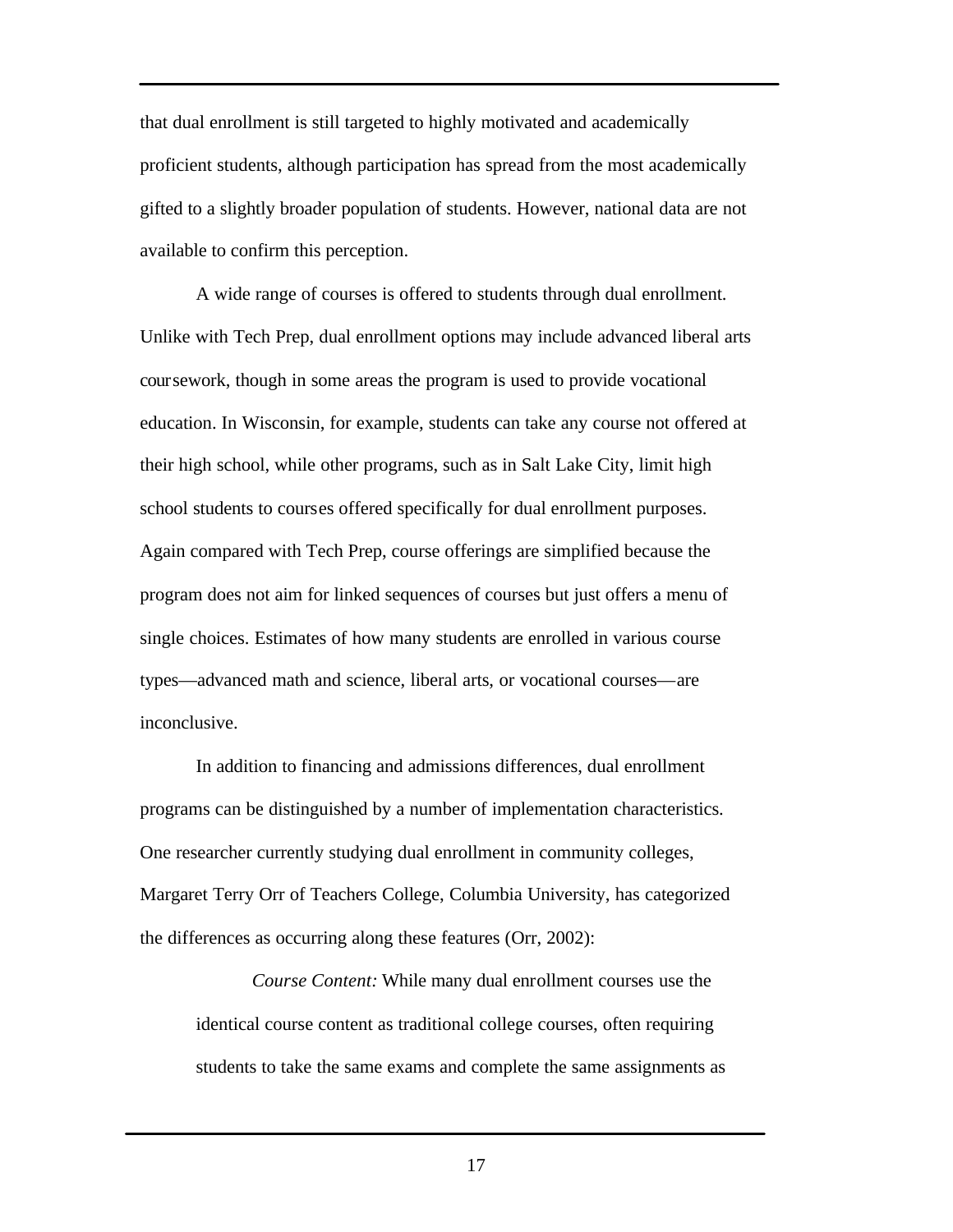that dual enrollment is still targeted to highly motivated and academically proficient students, although participation has spread from the most academically gifted to a slightly broader population of students. However, national data are not available to confirm this perception.

A wide range of courses is offered to students through dual enrollment. Unlike with Tech Prep, dual enrollment options may include advanced liberal arts coursework, though in some areas the program is used to provide vocational education. In Wisconsin, for example, students can take any course not offered at their high school, while other programs, such as in Salt Lake City, limit high school students to courses offered specifically for dual enrollment purposes. Again compared with Tech Prep, course offerings are simplified because the program does not aim for linked sequences of courses but just offers a menu of single choices. Estimates of how many students are enrolled in various course types—advanced math and science, liberal arts, or vocational courses—are inconclusive.

In addition to financing and admissions differences, dual enrollment programs can be distinguished by a number of implementation characteristics. One researcher currently studying dual enrollment in community colleges, Margaret Terry Orr of Teachers College, Columbia University, has categorized the differences as occurring along these features (Orr, 2002):

> *Course Content:* While many dual enrollment courses use the identical course content as traditional college courses, often requiring students to take the same exams and complete the same assignments as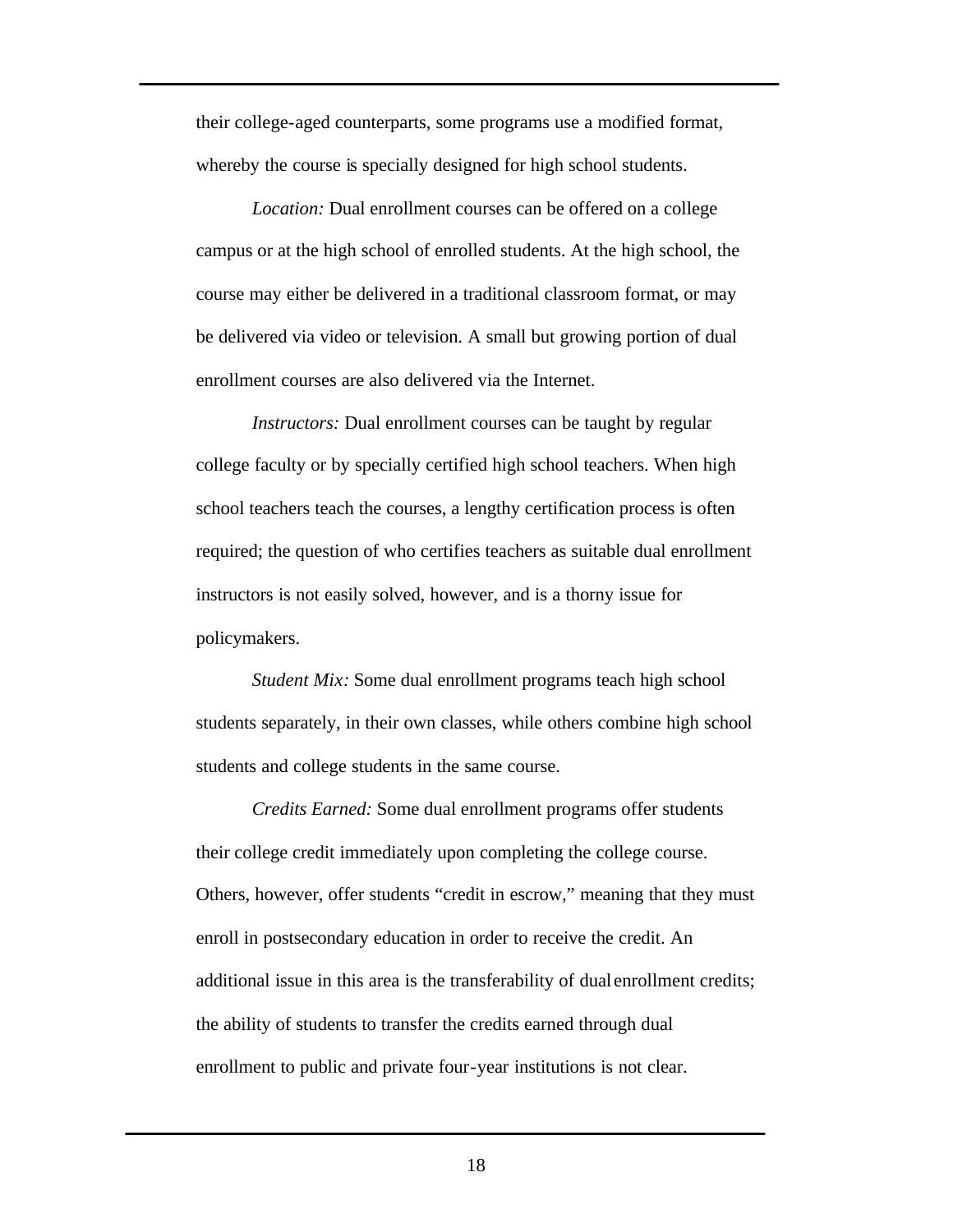their college-aged counterparts, some programs use a modified format, whereby the course is specially designed for high school students.

*Location:* Dual enrollment courses can be offered on a college campus or at the high school of enrolled students. At the high school, the course may either be delivered in a traditional classroom format, or may be delivered via video or television. A small but growing portion of dual enrollment courses are also delivered via the Internet.

*Instructors:* Dual enrollment courses can be taught by regular college faculty or by specially certified high school teachers. When high school teachers teach the courses, a lengthy certification process is often required; the question of who certifies teachers as suitable dual enrollment instructors is not easily solved, however, and is a thorny issue for policymakers.

*Student Mix:* Some dual enrollment programs teach high school students separately, in their own classes, while others combine high school students and college students in the same course.

*Credits Earned:* Some dual enrollment programs offer students their college credit immediately upon completing the college course. Others, however, offer students "credit in escrow," meaning that they must enroll in postsecondary education in order to receive the credit. An additional issue in this area is the transferability of dual enrollment credits; the ability of students to transfer the credits earned through dual enrollment to public and private four-year institutions is not clear.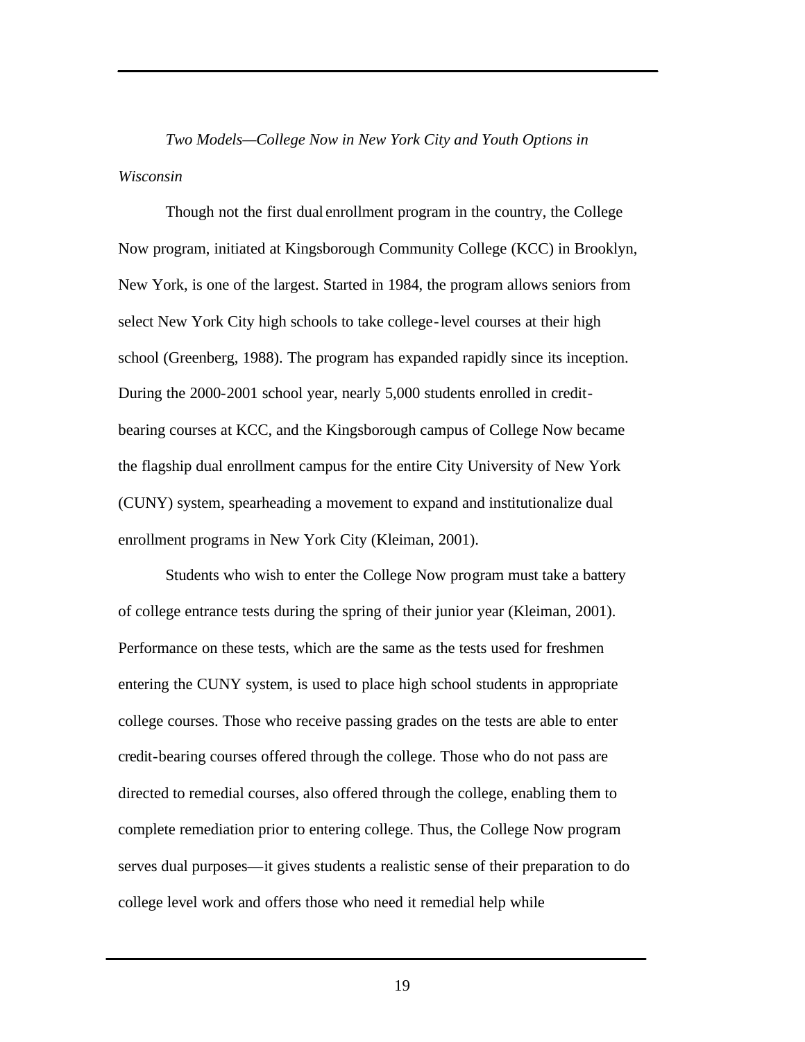### *Two Models—College Now in New York City and Youth Options in Wisconsin*

Though not the first dual enrollment program in the country, the College Now program, initiated at Kingsborough Community College (KCC) in Brooklyn, New York, is one of the largest. Started in 1984, the program allows seniors from select New York City high schools to take college-level courses at their high school (Greenberg, 1988). The program has expanded rapidly since its inception. During the 2000-2001 school year, nearly 5,000 students enrolled in credit-bearing courses at KCC, and the Kingsborough campus of College Now became the flagship dual enrollment campus for the entire City University of New York (CUNY) system, spearheading a movement to expand and institutionalize dual enrollment programs in New York City (Kleiman, 2001).

Students who wish to enter the College Now program must take a battery of college entrance tests during the spring of their junior year (Kleiman, 2001). Performance on these tests, which are the same as the tests used for freshmen entering the CUNY system, is used to place high school students in appropriate college courses. Those who receive passing grades on the tests are able to enter credit-bearing courses offered through the college. Those who do not pass are directed to remedial courses, also offered through the college, enabling them to complete remediation prior to entering college. Thus, the College Now program serves dual purposes—it gives students a realistic sense of their preparation to do college level work and offers those who need it remedial help while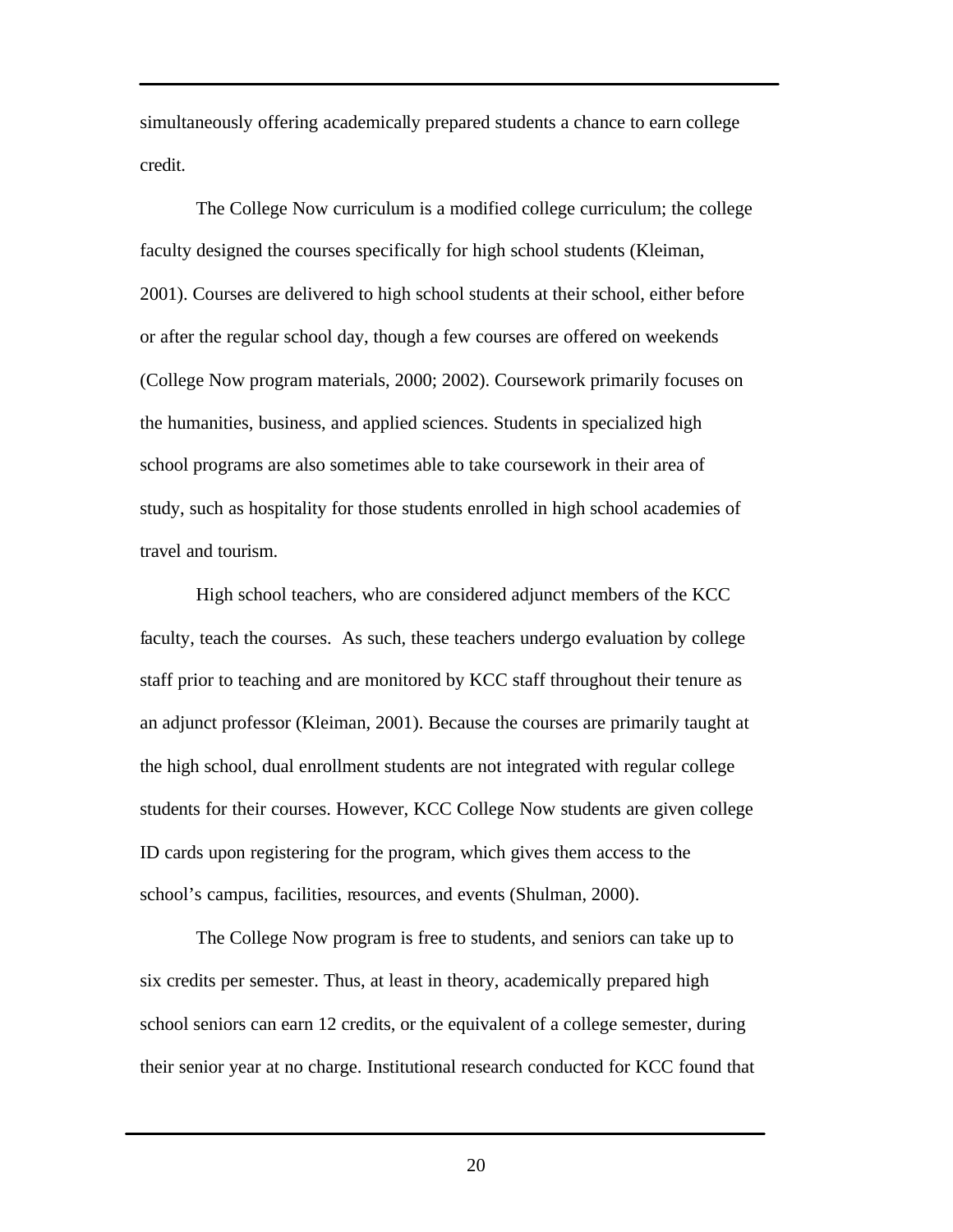simultaneously offering academically prepared students a chance to earn college credit.

The College Now curriculum is a modified college curriculum; the college faculty designed the courses specifically for high school students (Kleiman, 2001). Courses are delivered to high school students at their school, either before or after the regular school day, though a few courses are offered on weekends (College Now program materials, 2000; 2002). Coursework primarily focuses on the humanities, business, and applied sciences. Students in specialized high school programs are also sometimes able to take coursework in their area of study, such as hospitality for those students enrolled in high school academies of travel and tourism.

High school teachers, who are considered adjunct members of the KCC faculty, teach the courses. As such, these teachers undergo evaluation by college staff prior to teaching and are monitored by KCC staff throughout their tenure as an adjunct professor (Kleiman, 2001). Because the courses are primarily taught at the high school, dual enrollment students are not integrated with regular college students for their courses. However, KCC College Now students are given college ID cards upon registering for the program, which gives them access to the school's campus, facilities, resources, and events (Shulman, 2000).

The College Now program is free to students, and seniors can take up to six credits per semester. Thus, at least in theory, academically prepared high school seniors can earn 12 credits, or the equivalent of a college semester, during their senior year at no charge. Institutional research conducted for KCC found that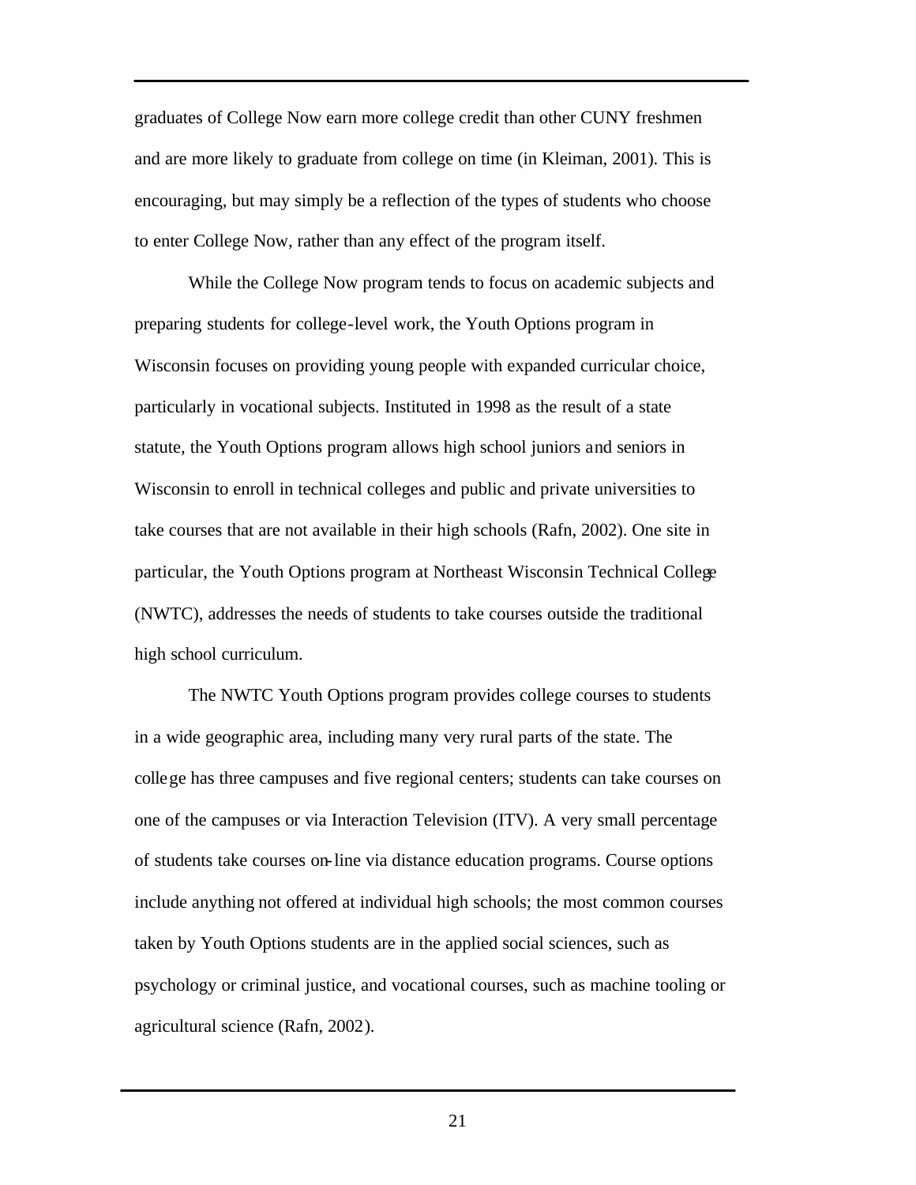graduates of College Now earn more college credit than other CUNY freshmen and are more likely to graduate from college on time (in Kleiman, 2001). This is encouraging, but may simply be a reflection of the types of students who choose to enter College Now, rather than any effect of the program itself.

While the College Now program tends to focus on academic subjects and preparing students for college-level work, the Youth Options program in Wisconsin focuses on providing young people with expanded curricular choice, particularly in vocational subjects. Instituted in 1998 as the result of a state statute, the Youth Options program allows high school juniors and seniors in Wisconsin to enroll in technical colleges and public and private universities to take courses that are not available in their high schools (Rafn, 2002). One site in particular, the Youth Options program at Northeast Wisconsin Technical College (NWTC), addresses the needs of students to take courses outside the traditional high school curriculum.

The NWTC Youth Options program provides college courses to students in a wide geographic area, including many very rural parts of the state. The college has three campuses and five regional centers; students can take courses on one of the campuses or via Interaction Television (ITV). A very small percentage of students take courses on-line via distance education programs. Course options include anything not offered at individual high schools; the most common courses taken by Youth Options students are in the applied social sciences, such as psychology or criminal justice, and vocational courses, such as machine tooling or agricultural science (Rafn, 2002).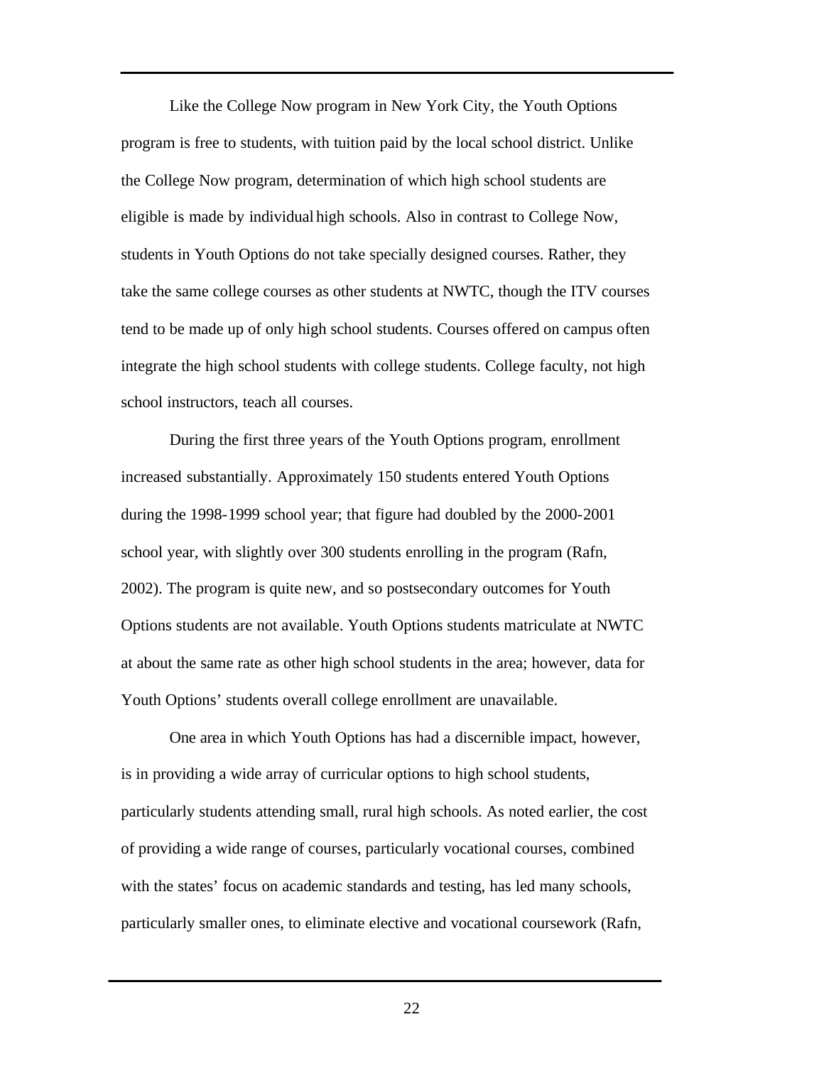Like the College Now program in New York City, the Youth Options program is free to students, with tuition paid by the local school district. Unlike the College Now program, determination of which high school students are eligible is made by individual high schools. Also in contrast to College Now, students in Youth Options do not take specially designed courses. Rather, they take the same college courses as other students at NWTC, though the ITV courses tend to be made up of only high school students. Courses offered on campus often integrate the high school students with college students. College faculty, not high school instructors, teach all courses.

During the first three years of the Youth Options program, enrollment increased substantially. Approximately 150 students entered Youth Options during the 1998-1999 school year; that figure had doubled by the 2000-2001 school year, with slightly over 300 students enrolling in the program (Rafn, 2002). The program is quite new, and so postsecondary outcomes for Youth Options students are not available. Youth Options students matriculate at NWTC at about the same rate as other high school students in the area; however, data for Youth Options' students overall college enrollment are unavailable.

One area in which Youth Options has had a discernible impact, however, is in providing a wide array of curricular options to high school students, particularly students attending small, rural high schools. As noted earlier, the cost of providing a wide range of courses, particularly vocational courses, combined with the states' focus on academic standards and testing, has led many schools, particularly smaller ones, to eliminate elective and vocational coursework (Rafn,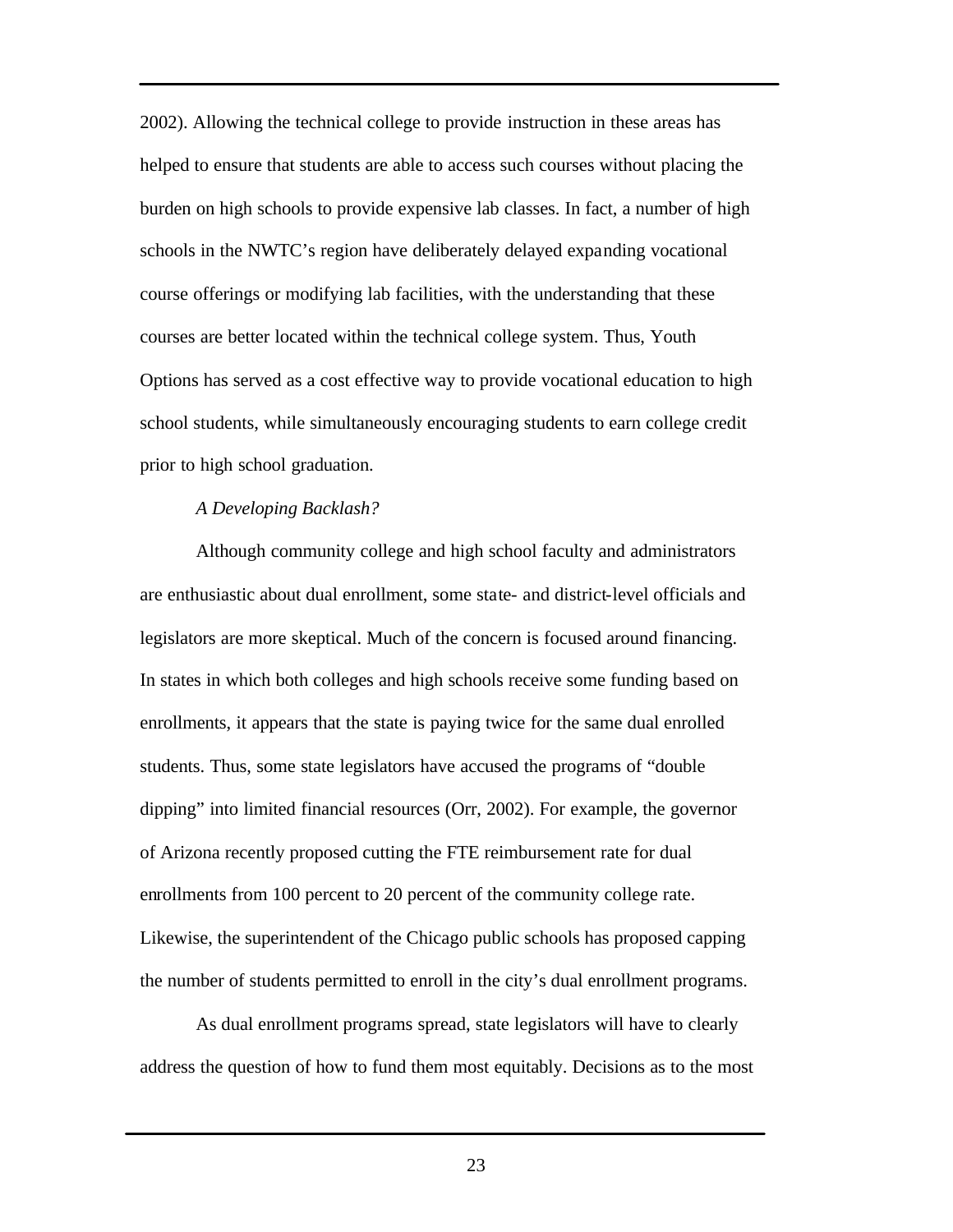2002). Allowing the technical college to provide instruction in these areas has helped to ensure that students are able to access such courses without placing the burden on high schools to provide expensive lab classes. In fact, a number of high schools in the NWTC's region have deliberately delayed expanding vocational course offerings or modifying lab facilities, with the understanding that these courses are better located within the technical college system. Thus, Youth Options has served as a cost effective way to provide vocational education to high school students, while simultaneously encouraging students to earn college credit prior to high school graduation.

*A Developing Backlash?*

Although community college and high school faculty and administrators are enthusiastic about dual enrollment, some state- and district-level officials and legislators are more skeptical. Much of the concern is focused around financing. In states in which both colleges and high schools receive some funding based on enrollments, it appears that the state is paying twice for the same dual enrolled students. Thus, some state legislators have accused the programs of "double dipping" into limited financial resources (Orr, 2002). For example, the governor of Arizona recently proposed cutting the FTE reimbursement rate for dual enrollments from 100 percent to 20 percent of the community college rate. Likewise, the superintendent of the Chicago public schools has proposed capping the number of students permitted to enroll in the city's dual enrollment programs.

As dual enrollment programs spread, state legislators will have to clearly address the question of how to fund them most equitably. Decisions as to the most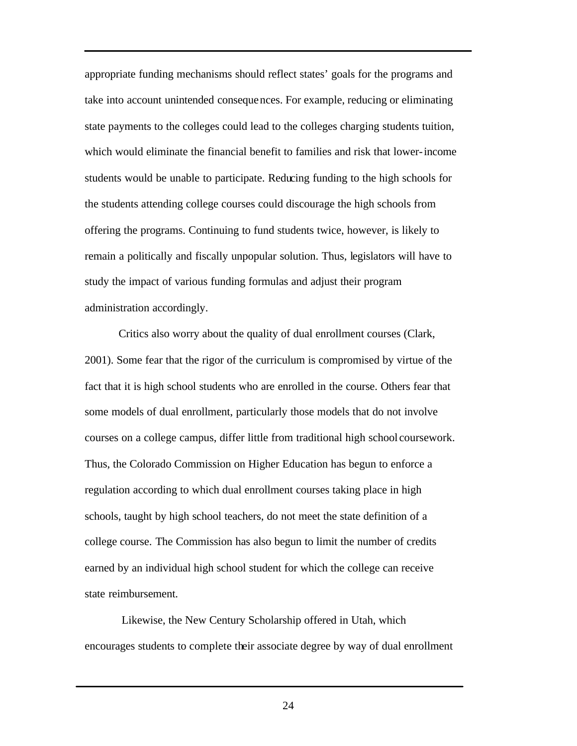appropriate funding mechanisms should reflect states' goals for the programs and take into account unintended consequences. For example, reducing or eliminating state payments to the colleges could lead to the colleges charging students tuition, which would eliminate the financial benefit to families and risk that lower-income students would be unable to participate. Reducing funding to the high schools for the students attending college courses could discourage the high schools from offering the programs. Continuing to fund students twice, however, is likely to remain a politically and fiscally unpopular solution. Thus, legislators will have to study the impact of various funding formulas and adjust their program administration accordingly.

Critics also worry about the quality of dual enrollment courses (Clark, 2001). Some fear that the rigor of the curriculum is compromised by virtue of the fact that it is high school students who are enrolled in the course. Others fear that some models of dual enrollment, particularly those models that do not involve courses on a college campus, differ little from traditional high school coursework. Thus, the Colorado Commission on Higher Education has begun to enforce a regulation according to which dual enrollment courses taking place in high schools, taught by high school teachers, do not meet the state definition of a college course. The Commission has also begun to limit the number of credits earned by an individual high school student for which the college can receive state reimbursement.

Likewise, the New Century Scholarship offered in Utah, which encourages students to complete their associate degree by way of dual enrollment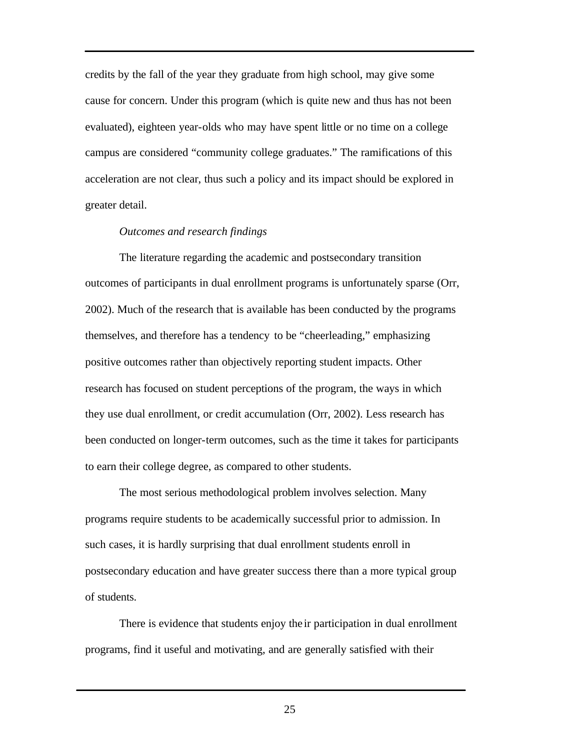credits by the fall of the year they graduate from high school, may give some cause for concern. Under this program (which is quite new and thus has not been evaluated), eighteen year-olds who may have spent little or no time on a college campus are considered "community college graduates." The ramifications of this acceleration are not clear, thus such a policy and its impact should be explored in greater detail.

*Outcomes and research findings*

The literature regarding the academic and postsecondary transition outcomes of participants in dual enrollment programs is unfortunately sparse (Orr, 2002). Much of the research that is available has been conducted by the programs themselves, and therefore has a tendency to be "cheerleading," emphasizing positive outcomes rather than objectively reporting student impacts. Other research has focused on student perceptions of the program, the ways in which they use dual enrollment, or credit accumulation (Orr, 2002). Less research has been conducted on longer-term outcomes, such as the time it takes for participants to earn their college degree, as compared to other students.

The most serious methodological problem involves selection. Many programs require students to be academically successful prior to admission. In such cases, it is hardly surprising that dual enrollment students enroll in postsecondary education and have greater success there than a more typical group of students.

There is evidence that students enjoy their participation in dual enrollment programs, find it useful and motivating, and are generally satisfied with their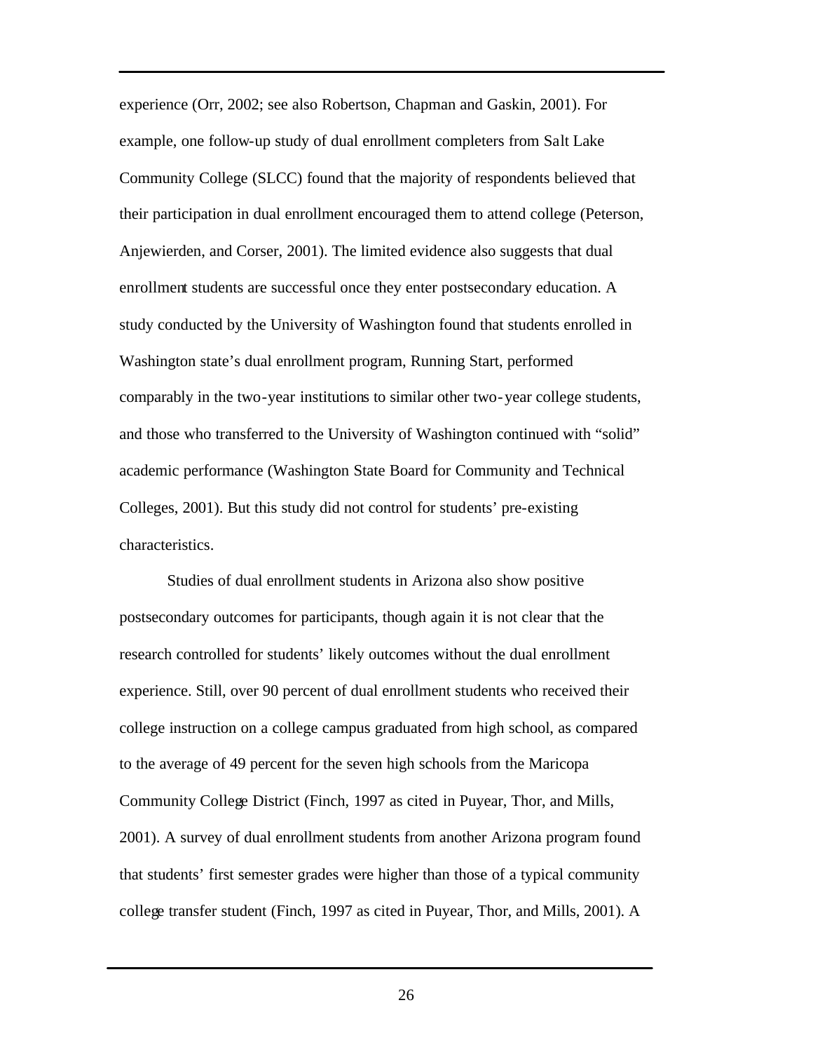experience (Orr, 2002; see also Robertson, Chapman and Gaskin, 2001). For example, one follow-up study of dual enrollment completers from Salt Lake Community College (SLCC) found that the majority of respondents believed that their participation in dual enrollment encouraged them to attend college (Peterson, Anjewierden, and Corser, 2001). The limited evidence also suggests that dual enrollment students are successful once they enter postsecondary education. A study conducted by the University of Washington found that students enrolled in Washington state's dual enrollment program, Running Start, performed comparably in the two-year institutions to similar other two-year college students, and those who transferred to the University of Washington continued with "solid" academic performance (Washington State Board for Community and Technical Colleges, 2001). But this study did not control for students' pre-existing characteristics.

Studies of dual enrollment students in Arizona also show positive postsecondary outcomes for participants, though again it is not clear that the research controlled for students' likely outcomes without the dual enrollment experience. Still, over 90 percent of dual enrollment students who received their college instruction on a college campus graduated from high school, as compared to the average of 49 percent for the seven high schools from the Maricopa Community College District (Finch, 1997 as cited in Puyear, Thor, and Mills, 2001). A survey of dual enrollment students from another Arizona program found that students' first semester grades were higher than those of a typical community college transfer student (Finch, 1997 as cited in Puyear, Thor, and Mills, 2001). A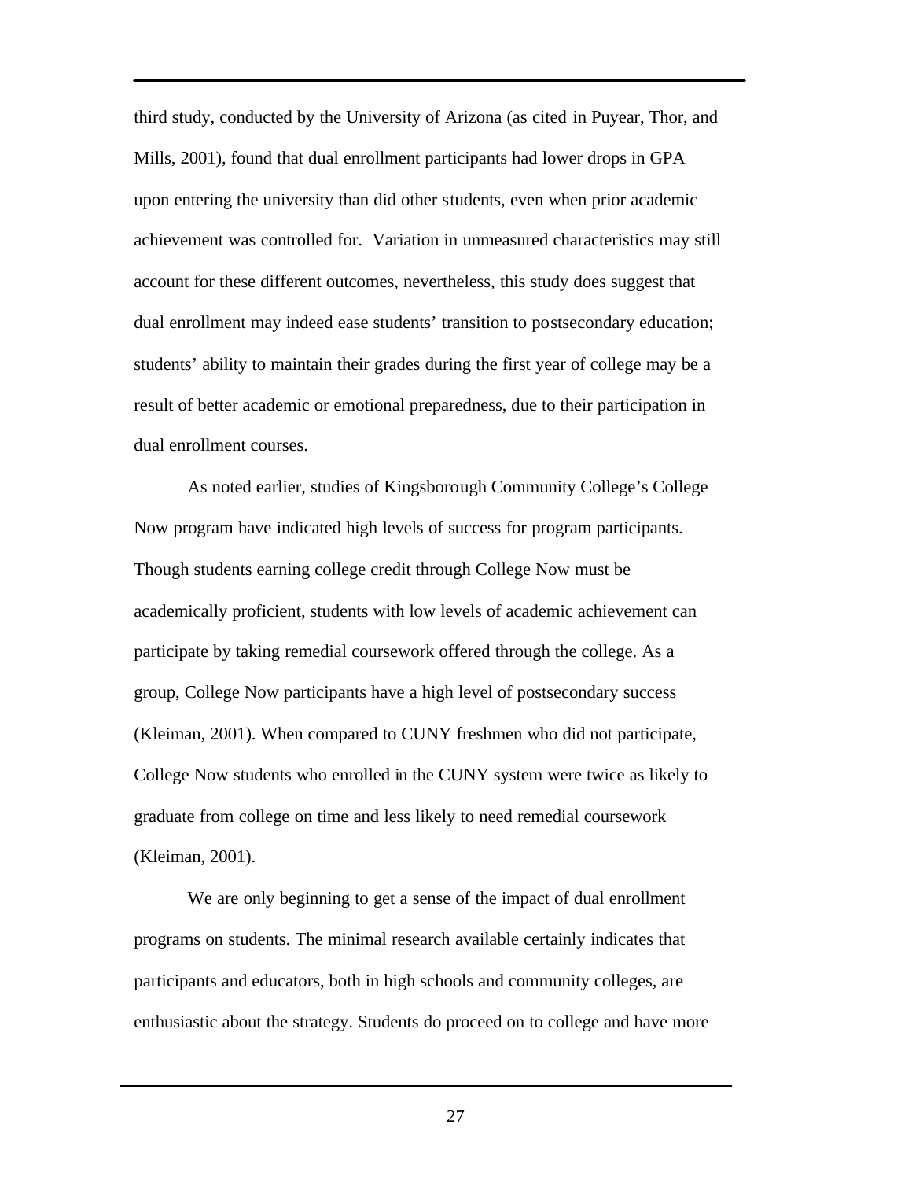third study, conducted by the University of Arizona (as cited in Puyear, Thor, and Mills, 2001), found that dual enrollment participants had lower drops in GPA upon entering the university than did other students, even when prior academic achievement was controlled for. Variation in unmeasured characteristics may still account for these different outcomes, nevertheless, this study does suggest that dual enrollment may indeed ease students' transition to postsecondary education; students' ability to maintain their grades during the first year of college may be a result of better academic or emotional preparedness, due to their participation in dual enrollment courses.

As noted earlier, studies of Kingsborough Community College's College Now program have indicated high levels of success for program participants. Though students earning college credit through College Now must be academically proficient, students with low levels of academic achievement can participate by taking remedial coursework offered through the college. As a group, College Now participants have a high level of postsecondary success (Kleiman, 2001). When compared to CUNY freshmen who did not participate, College Now students who enrolled in the CUNY system were twice as likely to graduate from college on time and less likely to need remedial coursework (Kleiman, 2001).

We are only beginning to get a sense of the impact of dual enrollment programs on students. The minimal research available certainly indicates that participants and educators, both in high schools and community colleges, are enthusiastic about the strategy. Students do proceed on to college and have more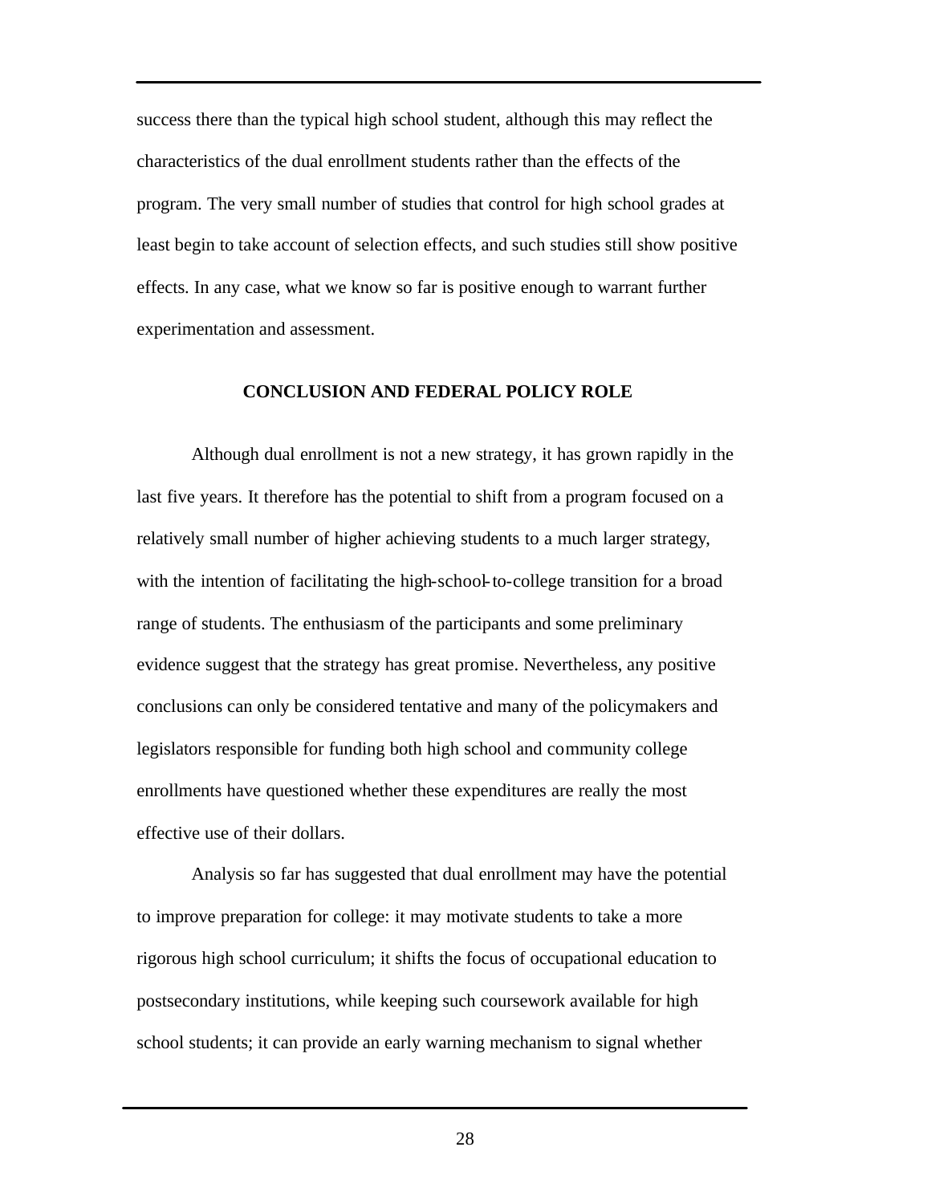success there than the typical high school student, although this may reflect the characteristics of the dual enrollment students rather than the effects of the program. The very small number of studies that control for high school grades at least begin to take account of selection effects, and such studies still show positive effects. In any case, what we know so far is positive enough to warrant further experimentation and assessment.

## CONCLUSION AND FEDERAL POLICY ROLE

Although dual enrollment is not a new strategy, it has grown rapidly in the last five years. It therefore has the potential to shift from a program focused on a relatively small number of higher achieving students to a much larger strategy, with the intention of facilitating the high-school-to-college transition for a broad range of students. The enthusiasm of the participants and some preliminary evidence suggest that the strategy has great promise. Nevertheless, any positive conclusions can only be considered tentative and many of the policymakers and legislators responsible for funding both high school and community college enrollments have questioned whether these expenditures are really the most effective use of their dollars.

Analysis so far has suggested that dual enrollment may have the potential to improve preparation for college: it may motivate students to take a more rigorous high school curriculum; it shifts the focus of occupational education to postsecondary institutions, while keeping such coursework available for high school students; it can provide an early warning mechanism to signal whether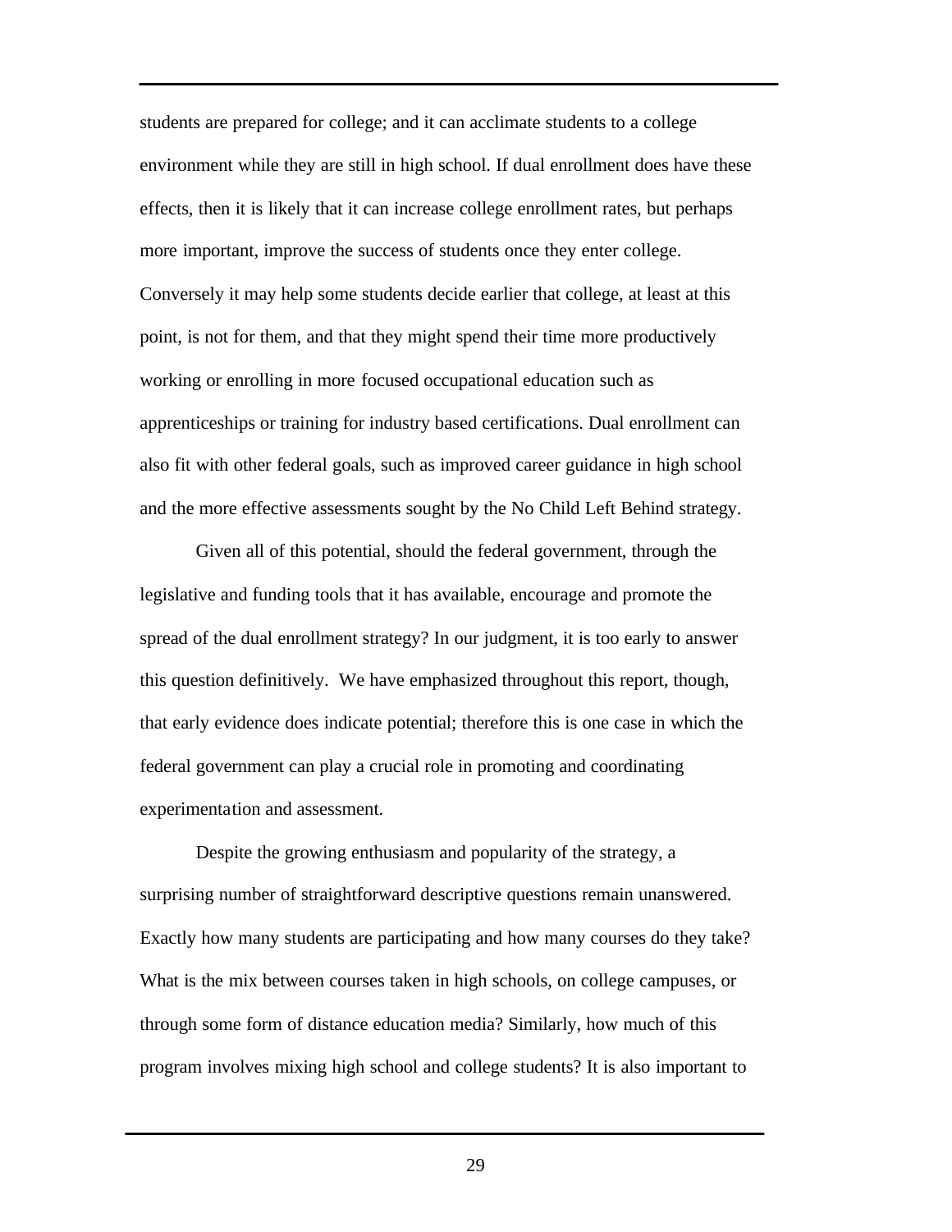students are prepared for college; and it can acclimate students to a college environment while they are still in high school. If dual enrollment does have these effects, then it is likely that it can increase college enrollment rates, but perhaps more important, improve the success of students once they enter college. Conversely it may help some students decide earlier that college, at least at this point, is not for them, and that they might spend their time more productively working or enrolling in more focused occupational education such as apprenticeships or training for industry based certifications. Dual enrollment can also fit with other federal goals, such as improved career guidance in high school and the more effective assessments sought by the No Child Left Behind strategy.

Given all of this potential, should the federal government, through the legislative and funding tools that it has available, encourage and promote the spread of the dual enrollment strategy? In our judgment, it is too early to answer this question definitively. We have emphasized throughout this report, though, that early evidence does indicate potential; therefore this is one case in which the federal government can play a crucial role in promoting and coordinating experimentation and assessment.

Despite the growing enthusiasm and popularity of the strategy, a surprising number of straightforward descriptive questions remain unanswered. Exactly how many students are participating and how many courses do they take? What is the mix between courses taken in high schools, on college campuses, or through some form of distance education media? Similarly, how much of this program involves mixing high school and college students? It is also important to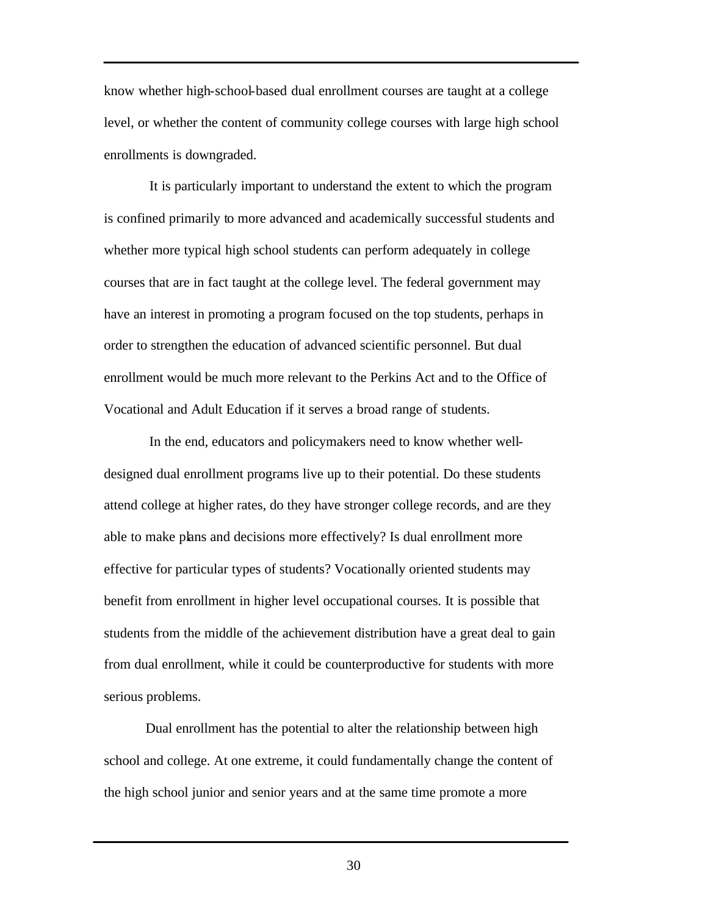know whether high-school-based dual enrollment courses are taught at a college level, or whether the content of community college courses with large high school enrollments is downgraded.

It is particularly important to understand the extent to which the program is confined primarily to more advanced and academically successful students and whether more typical high school students can perform adequately in college courses that are in fact taught at the college level. The federal government may have an interest in promoting a program focused on the top students, perhaps in order to strengthen the education of advanced scientific personnel. But dual enrollment would be much more relevant to the Perkins Act and to the Office of Vocational and Adult Education if it serves a broad range of students.

In the end, educators and policymakers need to know whether well-designed dual enrollment programs live up to their potential. Do these students attend college at higher rates, do they have stronger college records, and are they able to make plans and decisions more effectively? Is dual enrollment more effective for particular types of students? Vocationally oriented students may benefit from enrollment in higher level occupational courses. It is possible that students from the middle of the achievement distribution have a great deal to gain from dual enrollment, while it could be counterproductive for students with more serious problems.

Dual enrollment has the potential to alter the relationship between high school and college. At one extreme, it could fundamentally change the content of the high school junior and senior years and at the same time promote a more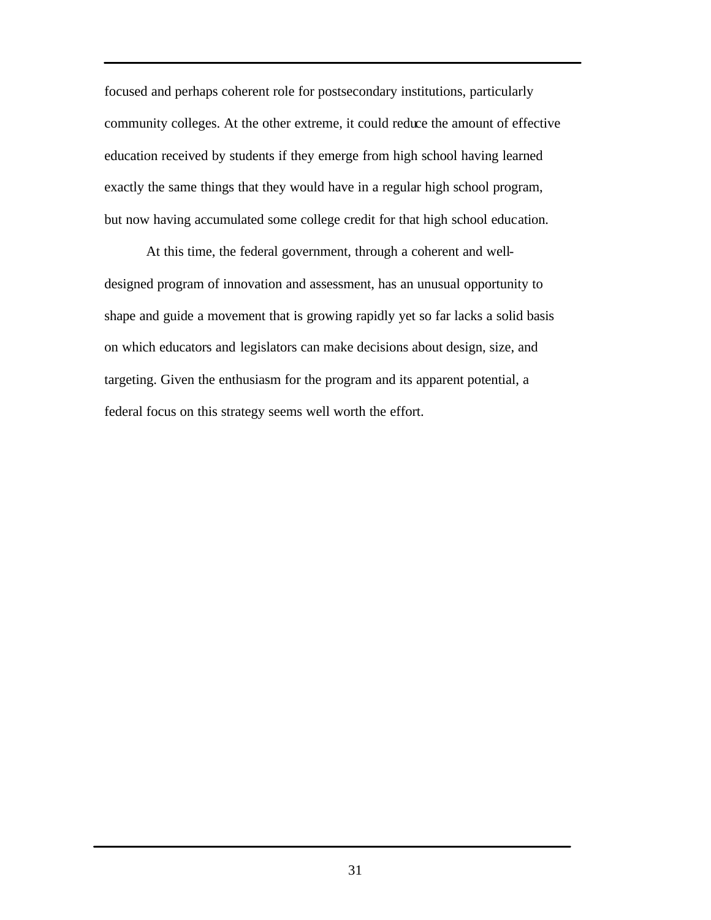focused and perhaps coherent role for postsecondary institutions, particularly community colleges. At the other extreme, it could reduce the amount of effective education received by students if they emerge from high school having learned exactly the same things that they would have in a regular high school program, but now having accumulated some college credit for that high school education.

At this time, the federal government, through a coherent and well-designed program of innovation and assessment, has an unusual opportunity to shape and guide a movement that is growing rapidly yet so far lacks a solid basis on which educators and legislators can make decisions about design, size, and targeting. Given the enthusiasm for the program and its apparent potential, a federal focus on this strategy seems well worth the effort.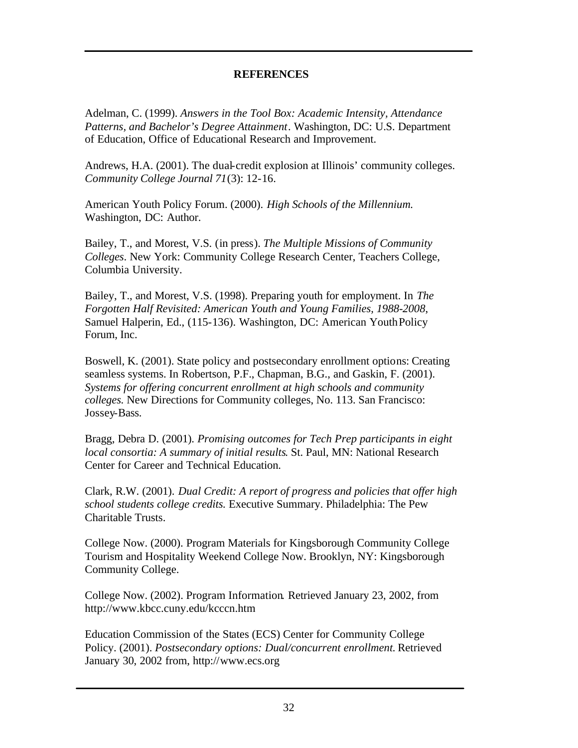## REFERENCES

Adelman, C. (1999). *Answers in the Tool Box: Academic Intensity, Attendance Patterns, and Bachelor's Degree Attainment*. Washington, DC: U.S. Department of Education, Office of Educational Research and Improvement.

Andrews, H.A. (2001). The dual-credit explosion at Illinois' community colleges. *Community College Journal 71*(3): 12-16.

American Youth Policy Forum. (2000). *High Schools of the Millennium.* Washington, DC: Author.

Bailey, T., and Morest, V.S. (in press). *The Multiple Missions of Community Colleges*. New York: Community College Research Center, Teachers College, Columbia University.

Bailey, T., and Morest, V.S. (1998). Preparing youth for employment. In *The Forgotten Half Revisited: American Youth and Young Families, 1988-2008*, Samuel Halperin, Ed., (115-136). Washington, DC: American Youth Policy Forum, Inc.

Boswell, K. (2001). State policy and postsecondary enrollment options: Creating seamless systems. In Robertson, P.F., Chapman, B.G., and Gaskin, F. (2001). *Systems for offering concurrent enrollment at high schools and community colleges.* New Directions for Community colleges, No. 113. San Francisco: Jossey-Bass.

Bragg, Debra D. (2001). *Promising outcomes for Tech Prep participants in eight local consortia: A summary of initial results*. St. Paul, MN: National Research Center for Career and Technical Education.

Clark, R.W. (2001). *Dual Credit: A report of progress and policies that offer high school students college credits.* Executive Summary. Philadelphia: The Pew Charitable Trusts.

College Now. (2000). Program Materials for Kingsborough Community College Tourism and Hospitality Weekend College Now. Brooklyn, NY: Kingsborough Community College.

College Now. (2002). Program Information. Retrieved January 23, 2002, from http://www.kbcc.cuny.edu/kcccn.htm

Education Commission of the States (ECS) Center for Community College Policy. (2001). *Postsecondary options: Dual/concurrent enrollment.* Retrieved January 30, 2002 from, http://www.ecs.org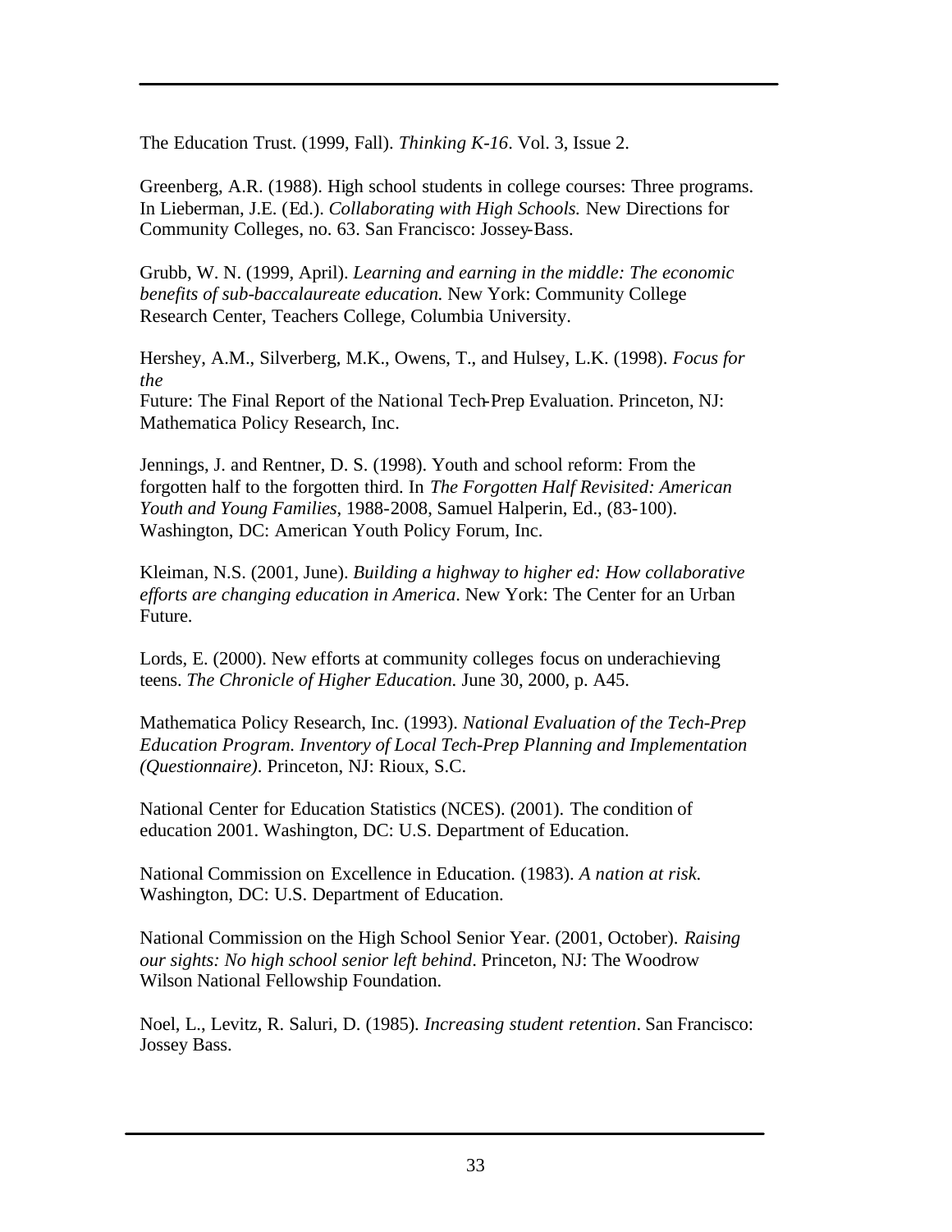The Education Trust. (1999, Fall). *Thinking K-16*. Vol. 3, Issue 2.

Greenberg, A.R. (1988). High school students in college courses: Three programs. In Lieberman, J.E. (Ed.). *Collaborating with High Schools.* New Directions for Community Colleges, no. 63. San Francisco: Jossey-Bass.

Grubb, W. N. (1999, April). *Learning and earning in the middle: The economic benefits of sub-baccalaureate education.* New York: Community College Research Center, Teachers College, Columbia University.

Hershey, A.M., Silverberg, M.K., Owens, T., and Hulsey, L.K. (1998). *Focus for the*
Future: The Final Report of the National Tech-Prep Evaluation. Princeton, NJ: Mathematica Policy Research, Inc.

Jennings, J. and Rentner, D. S. (1998). Youth and school reform: From the forgotten half to the forgotten third. In *The Forgotten Half Revisited: American Youth and Young Families*, 1988-2008, Samuel Halperin, Ed., (83-100). Washington, DC: American Youth Policy Forum, Inc.

Kleiman, N.S. (2001, June). *Building a highway to higher ed: How collaborative efforts are changing education in America*. New York: The Center for an Urban Future.

Lords, E. (2000). New efforts at community colleges focus on underachieving teens. *The Chronicle of Higher Education.* June 30, 2000, p. A45.

Mathematica Policy Research, Inc. (1993). *National Evaluation of the Tech-Prep Education Program. Inventory of Local Tech-Prep Planning and Implementation (Questionnaire)*. Princeton, NJ: Rioux, S.C.

National Center for Education Statistics (NCES). (2001). The condition of education 2001. Washington, DC: U.S. Department of Education.

National Commission on Excellence in Education. (1983). *A nation at risk.* Washington, DC: U.S. Department of Education.

National Commission on the High School Senior Year. (2001, October). *Raising our sights: No high school senior left behind*. Princeton, NJ: The Woodrow Wilson National Fellowship Foundation.

Noel, L., Levitz, R. Saluri, D. (1985). *Increasing student retention*. San Francisco: Jossey Bass.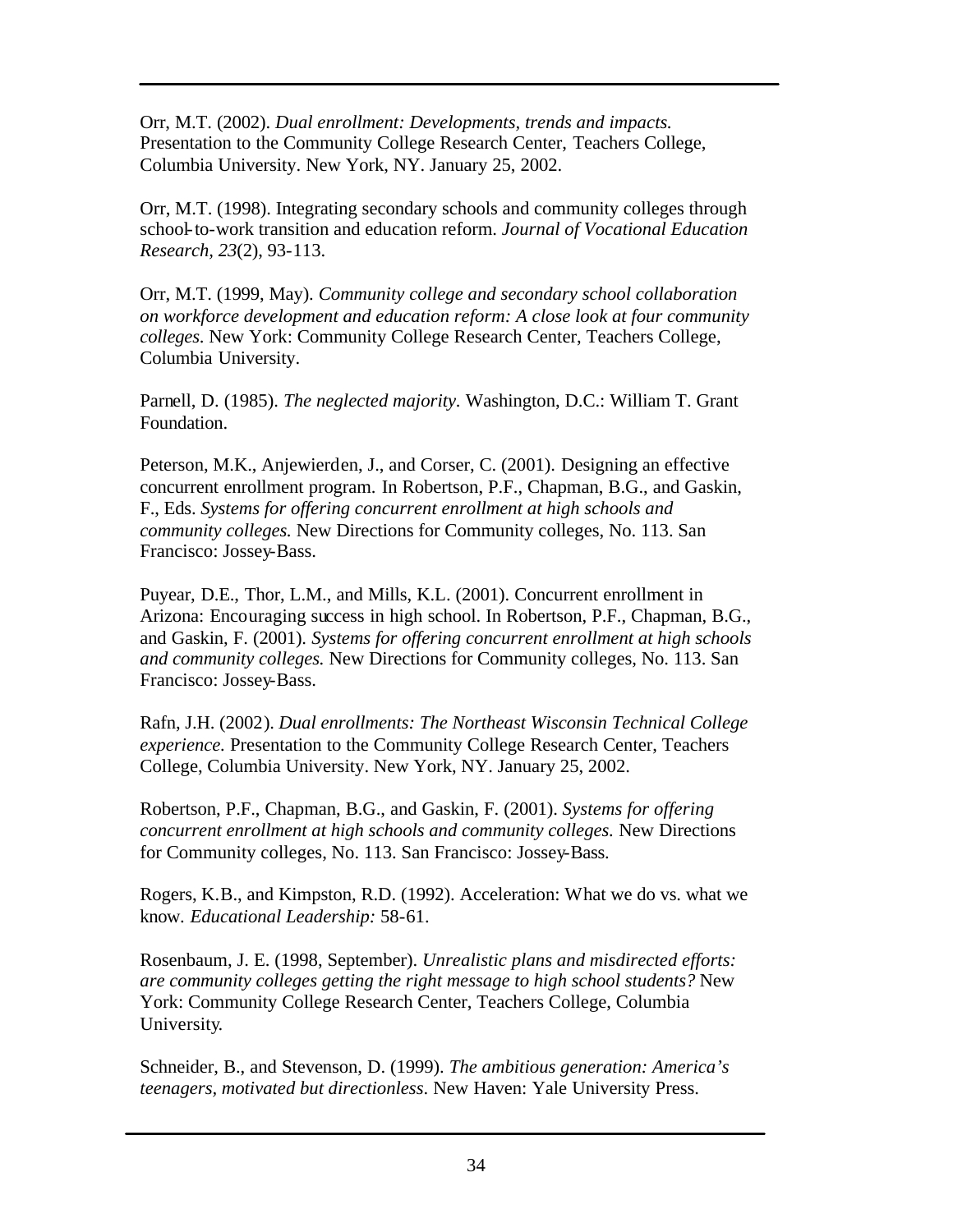Orr, M.T. (2002). *Dual enrollment: Developments, trends and impacts.* Presentation to the Community College Research Center, Teachers College, Columbia University. New York, NY. January 25, 2002.

Orr, M.T. (1998). Integrating secondary schools and community colleges through school-to-work transition and education reform. *Journal of Vocational Education Research, 23*(2), 93-113.

Orr, M.T. (1999, May). *Community college and secondary school collaboration on workforce development and education reform: A close look at four community colleges.* New York: Community College Research Center, Teachers College, Columbia University.

Parnell, D. (1985). *The neglected majority*. Washington, D.C.: William T. Grant Foundation.

Peterson, M.K., Anjewierden, J., and Corser, C. (2001). Designing an effective concurrent enrollment program. In Robertson, P.F., Chapman, B.G., and Gaskin, F., Eds. *Systems for offering concurrent enrollment at high schools and community colleges.* New Directions for Community colleges, No. 113. San Francisco: Jossey-Bass.

Puyear, D.E., Thor, L.M., and Mills, K.L. (2001). Concurrent enrollment in Arizona: Encouraging success in high school. In Robertson, P.F., Chapman, B.G., and Gaskin, F. (2001). *Systems for offering concurrent enrollment at high schools and community colleges.* New Directions for Community colleges, No. 113. San Francisco: Jossey-Bass.

Rafn, J.H. (2002). *Dual enrollments: The Northeast Wisconsin Technical College experience.* Presentation to the Community College Research Center, Teachers College, Columbia University. New York, NY. January 25, 2002.

Robertson, P.F., Chapman, B.G., and Gaskin, F. (2001). *Systems for offering concurrent enrollment at high schools and community colleges.* New Directions for Community colleges, No. 113. San Francisco: Jossey-Bass.

Rogers, K.B., and Kimpston, R.D. (1992). Acceleration: What we do vs. what we know. *Educational Leadership:* 58-61.

Rosenbaum, J. E. (1998, September). *Unrealistic plans and misdirected efforts: are community colleges getting the right message to high school students?* New York: Community College Research Center, Teachers College, Columbia University.

Schneider, B., and Stevenson, D. (1999). *The ambitious generation: America's teenagers, motivated but directionless*. New Haven: Yale University Press.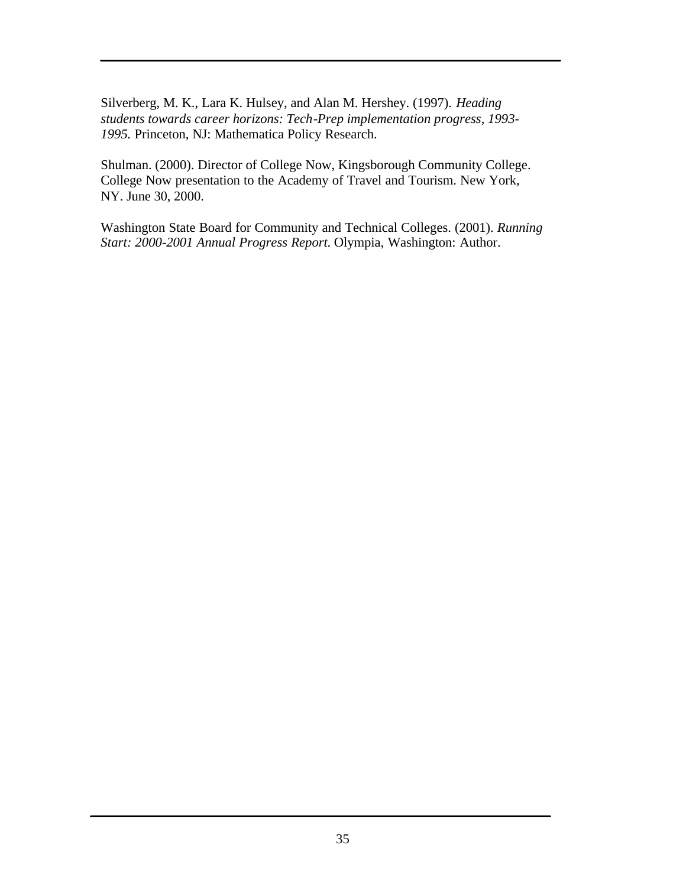Silverberg, M. K., Lara K. Hulsey, and Alan M. Hershey. (1997). *Heading students towards career horizons: Tech-Prep implementation progress, 1993-1995.* Princeton, NJ: Mathematica Policy Research.

Shulman. (2000). Director of College Now, Kingsborough Community College. College Now presentation to the Academy of Travel and Tourism. New York, NY. June 30, 2000.

Washington State Board for Community and Technical Colleges. (2001). *Running Start: 2000-2001 Annual Progress Report.* Olympia, Washington: Author.